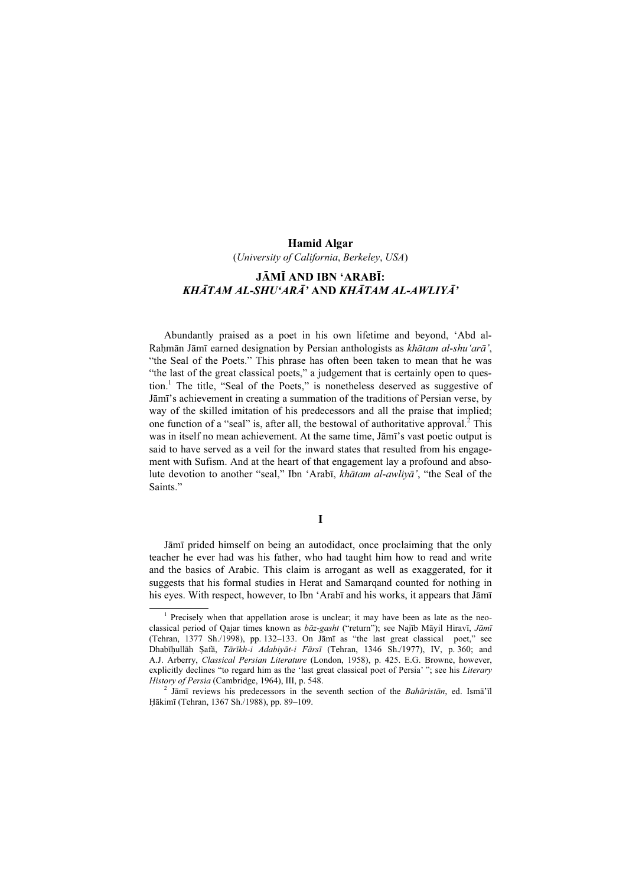**Hamid Algar**
(*University of California*, *Berkeley*, *USA*)

# JĀMĪ AND IBN ʻARABĪ: *KHĀTAM AL-SHUʻARĀʼ* AND *KHĀTAM AL-AWLIYĀʼ*

Abundantly praised as a poet in his own lifetime and beyond, ʻAbd al-Raḥmān Jāmī earned designation by Persian anthologists as *khātam al-shuʻarā'*, "the Seal of the Poets." This phrase has often been taken to mean that he was "the last of the great classical poets," a judgement that is certainly open to question.[1] The title, "Seal of the Poets," is nonetheless deserved as suggestive of Jāmī's achievement in creating a summation of the traditions of Persian verse, by way of the skilled imitation of his predecessors and all the praise that implied; one function of a "seal" is, after all, the bestowal of authoritative approval.[2] This was in itself no mean achievement. At the same time, Jāmī's vast poetic output is said to have served as a veil for the inward states that resulted from his engagement with Sufism. And at the heart of that engagement lay a profound and absolute devotion to another "seal," Ibn ʻArabī, *khātam al-awliyā'*, "the Seal of the Saints."

## I

Jāmī prided himself on being an autodidact, once proclaiming that the only teacher he ever had was his father, who had taught him how to read and write and the basics of Arabic. This claim is arrogant as well as exaggerated, for it suggests that his formal studies in Herat and Samarqand counted for nothing in his eyes. With respect, however, to Ibn ʻArabī and his works, it appears that Jāmī

---

[1] Precisely when that appellation arose is unclear; it may have been as late as the neo-classical period of Qajar times known as *bāz-gasht* ("return"); see Najīb Māyil Hiravī, *Jāmī* (Tehran, 1377 Sh./1998), pp. 132–133. On Jāmī as "the last great classical poet," see Dhabīḥullāh Ṣafā, *Tārīkh-i Adabiyāt-i Fārsī* (Tehran, 1346 Sh./1977), IV, p. 360; and A.J. Arberry, *Classical Persian Literature* (London, 1958), p. 425. E.G. Browne, however, explicitly declines "to regard him as the 'last great classical poet of Persia' "; see his *Literary History of Persia* (Cambridge, 1964), III, p. 548.

[2] Jāmī reviews his predecessors in the seventh section of the *Bahāristān*, ed. Ismā'īl Ḥākimī (Tehran, 1367 Sh./1988), pp. 89–109.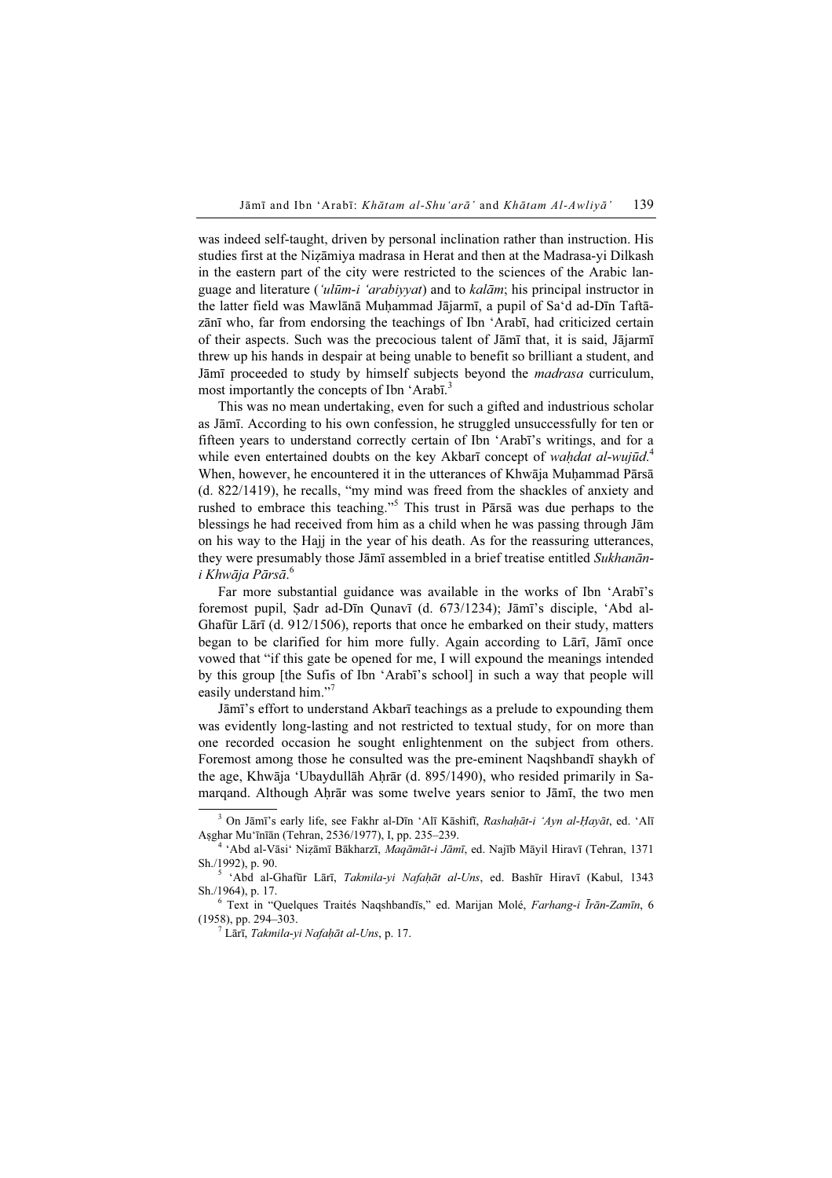was indeed self-taught, driven by personal inclination rather than instruction. His studies first at the Niẓāmiya madrasa in Herat and then at the Madrasa-yi Dilkash in the eastern part of the city were restricted to the sciences of the Arabic language and literature (*'ulūm-i 'arabiyyat*) and to *kalām*; his principal instructor in the latter field was Mawlānā Muḥammad Jājarmī, a pupil of Sa'd ad-Dīn Taftāzānī who, far from endorsing the teachings of Ibn 'Arabī, had criticized certain of their aspects. Such was the precocious talent of Jāmī that, it is said, Jājarmī threw up his hands in despair at being unable to benefit so brilliant a student, and Jāmī proceeded to study by himself subjects beyond the *madrasa* curriculum, most importantly the concepts of Ibn 'Arabī.[3]

This was no mean undertaking, even for such a gifted and industrious scholar as Jāmī. According to his own confession, he struggled unsuccessfully for ten or fifteen years to understand correctly certain of Ibn 'Arabī's writings, and for a while even entertained doubts on the key Akbarī concept of *waḥdat al-wujūd*.[4] When, however, he encountered it in the utterances of Khwāja Muḥammad Pārsā (d. 822/1419), he recalls, "my mind was freed from the shackles of anxiety and rushed to embrace this teaching."[5] This trust in Pārsā was due perhaps to the blessings he had received from him as a child when he was passing through Jām on his way to the Hajj in the year of his death. As for the reassuring utterances, they were presumably those Jāmī assembled in a brief treatise entitled *Sukhanān-i Khwāja Pārsā*.[6]

Far more substantial guidance was available in the works of Ibn 'Arabī's foremost pupil, Ṣadr ad-Dīn Qunavī (d. 673/1234); Jāmī's disciple, 'Abd al-Ghafūr Lārī (d. 912/1506), reports that once he embarked on their study, matters began to be clarified for him more fully. Again according to Lārī, Jāmī once vowed that "if this gate be opened for me, I will expound the meanings intended by this group [the Sufis of Ibn 'Arabī's school] in such a way that people will easily understand him."[7]

Jāmī's effort to understand Akbarī teachings as a prelude to expounding them was evidently long-lasting and not restricted to textual study, for on more than one recorded occasion he sought enlightenment on the subject from others. Foremost among those he consulted was the pre-eminent Naqshbandī shaykh of the age, Khwāja 'Ubaydullāh Aḥrār (d. 895/1490), who resided primarily in Samarqand. Although Aḥrār was some twelve years senior to Jāmī, the two men

---

[3] On Jāmī's early life, see Fakhr al-Dīn 'Alī Kāshifī, *Rashaḥāt-i 'Ayn al-Ḥayāt*, ed. 'Alī Aṣghar Mu'īnīān (Tehran, 2536/1977), I, pp. 235–239.

[4] 'Abd al-Vāsi' Niẓāmī Bākharzī, *Maqāmāt-i Jāmī*, ed. Najīb Māyil Hiravī (Tehran, 1371 Sh./1992), p. 90.

[5] 'Abd al-Ghafūr Lārī, *Takmila-yi Nafaḥāt al-Uns*, ed. Bashīr Hiravī (Kabul, 1343 Sh./1964), p. 17.

[6] Text in "Quelques Traités Naqshbandīs," ed. Marijan Molé, *Farhang-i Īrān-Zamīn*, 6 (1958), pp. 294–303.

[7] Lārī, *Takmila-yi Nafaḥāt al-Uns*, p. 17.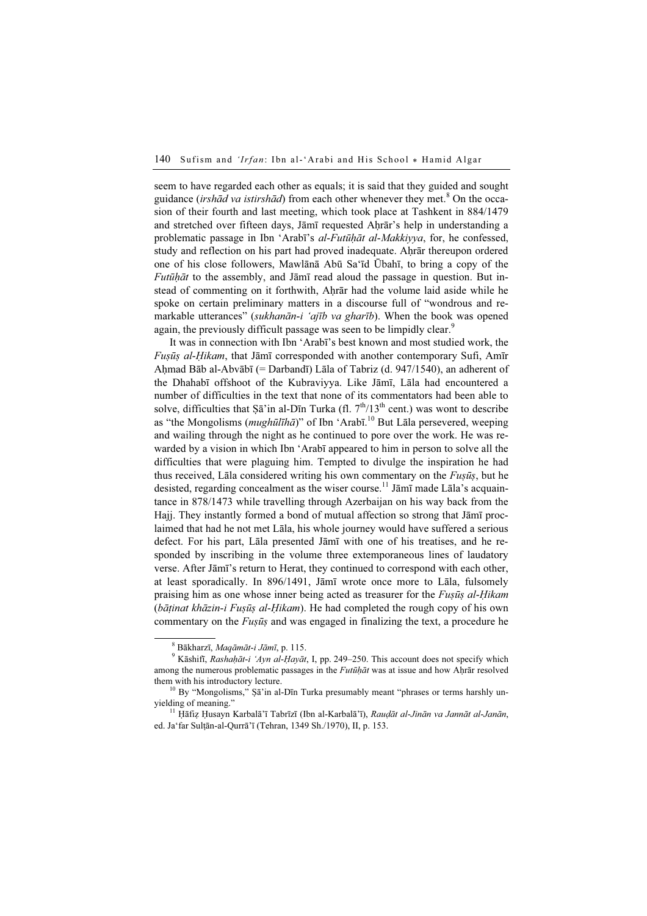seem to have regarded each other as equals; it is said that they guided and sought guidance (*irshād va istirshād*) from each other whenever they met.[8] On the occasion of their fourth and last meeting, which took place at Tashkent in 884/1479 and stretched over fifteen days, Jāmī requested Aḥrār's help in understanding a problematic passage in Ibn 'Arabī's *al-Futūḥāt al-Makkiyya*, for, he confessed, study and reflection on his part had proved inadequate. Aḥrār thereupon ordered one of his close followers, Mawlānā Abū Sa'īd Ūbahī, to bring a copy of the *Futūḥāt* to the assembly, and Jāmī read aloud the passage in question. But instead of commenting on it forthwith, Aḥrār had the volume laid aside while he spoke on certain preliminary matters in a discourse full of "wondrous and remarkable utterances" (*sukhanān-i 'ajīb va gharīb*). When the book was opened again, the previously difficult passage was seen to be limpidly clear.[9]

It was in connection with Ibn 'Arabī's best known and most studied work, the *Fuṣūṣ al-Ḥikam*, that Jāmī corresponded with another contemporary Sufi, Amīr Aḥmad Bāb al-Abvābī (= Darbandī) Lāla of Tabriz (d. 947/1540), an adherent of the Dhahabī offshoot of the Kubraviyya. Like Jāmī, Lāla had encountered a number of difficulties in the text that none of its commentators had been able to solve, difficulties that Ṣā'in al-Dīn Turka (fl. 7th/13th cent.) was wont to describe as "the Mongolisms (*mughūlīhā*)" of Ibn 'Arabī.[10] But Lāla persevered, weeping and wailing through the night as he continued to pore over the work. He was rewarded by a vision in which Ibn 'Arabī appeared to him in person to solve all the difficulties that were plaguing him. Tempted to divulge the inspiration he had thus received, Lāla considered writing his own commentary on the *Fuṣūṣ*, but he desisted, regarding concealment as the wiser course.[11] Jāmī made Lāla's acquaintance in 878/1473 while travelling through Azerbaijan on his way back from the Hajj. They instantly formed a bond of mutual affection so strong that Jāmī proclaimed that had he not met Lāla, his whole journey would have suffered a serious defect. For his part, Lāla presented Jāmī with one of his treatises, and he responded by inscribing in the volume three extemporaneous lines of laudatory verse. After Jāmī's return to Herat, they continued to correspond with each other, at least sporadically. In 896/1491, Jāmī wrote once more to Lāla, fulsomely praising him as one whose inner being acted as treasurer for the *Fuṣūṣ al-Ḥikam* (*bāṭinat khāzin-i Fuṣūṣ al-Ḥikam*). He had completed the rough copy of his own commentary on the *Fuṣūṣ* and was engaged in finalizing the text, a procedure he

---

[8] Bākharzī, *Maqāmāt-i Jāmī*, p. 115.

[9] Kāshifī, *Rashaḥāt-i 'Ayn al-Ḥayāt*, I, pp. 249–250. This account does not specify which among the numerous problematic passages in the *Futūḥāt* was at issue and how Aḥrār resolved them with his introductory lecture.

[10] By "Mongolisms," Ṣā'in al-Dīn Turka presumably meant "phrases or terms harshly unyielding of meaning."

[11] Ḥāfiẓ Ḥusayn Karbalā'ī Tabrīzī (Ibn al-Karbalā'ī), *Rauḍāt al-Jinān va Jannāt al-Janān*, ed. Ja'far Sulṭān-al-Qurrā'ī (Tehran, 1349 Sh./1970), II, p. 153.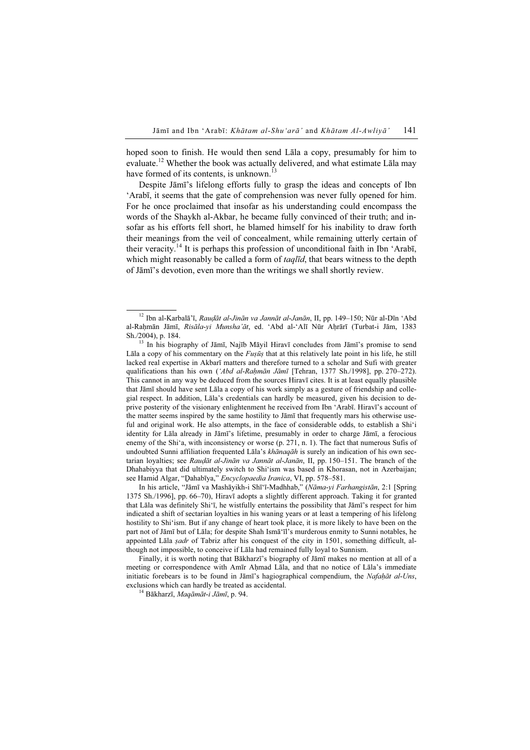hoped soon to finish. He would then send Lāla a copy, presumably for him to evaluate.[12] Whether the book was actually delivered, and what estimate Lāla may have formed of its contents, is unknown.[13]

Despite Jāmī's lifelong efforts fully to grasp the ideas and concepts of Ibn ʿArabī, it seems that the gate of comprehension was never fully opened for him. For he once proclaimed that insofar as his understanding could encompass the words of the Shaykh al-Akbar, he became fully convinced of their truth; and insofar as his efforts fell short, he blamed himself for his inability to draw forth their meanings from the veil of concealment, while remaining utterly certain of their veracity.[14] It is perhaps this profession of unconditional faith in Ibn ʿArabī, which might reasonably be called a form of *taqlīd*, that bears witness to the depth of Jāmī's devotion, even more than the writings we shall shortly review.

---

[12] Ibn al-Karbalāʾī, *Rauḍāt al-Jinān va Jannāt al-Janān*, II, pp. 149–150; Nūr al-Dīn ʿAbd al-Raḥmān Jāmī, *Risāla-yi Munshaʾāt*, ed. ʿAbd al-ʿAlī Nūr Aḥrārī (Turbat-i Jām, 1383 Sh./2004), p. 184.

[13] In his biography of Jāmī, Najīb Māyil Hiravī concludes from Jāmī's promise to send Lāla a copy of his commentary on the *Fuṣūṣ* that at this relatively late point in his life, he still lacked real expertise in Akbarī matters and therefore turned to a scholar and Sufi with greater qualifications than his own (*ʿAbd al-Raḥmān Jāmī* [Tehran, 1377 Sh./1998], pp. 270–272). This cannot in any way be deduced from the sources Hiravī cites. It is at least equally plausible that Jāmī should have sent Lāla a copy of his work simply as a gesture of friendship and collegial respect. In addition, Lāla's credentials can hardly be measured, given his decision to deprive posterity of the visionary enlightenment he received from Ibn ʿArabī. Hiravī's account of the matter seems inspired by the same hostility to Jāmī that frequently mars his otherwise useful and original work. He also attempts, in the face of considerable odds, to establish a Shiʿi identity for Lāla already in Jāmī's lifetime, presumably in order to charge Jāmī, a ferocious enemy of the Shiʿa, with inconsistency or worse (p. 271, n. 1). The fact that numerous Sufis of undoubted Sunni affiliation frequented Lāla's *khānaqāh* is surely an indication of his own sectarian loyalties; see *Rauḍāt al-Jinān va Jannāt al-Janān*, II, pp. 150–151. The branch of the Dhahabiyya that did ultimately switch to Shiʿism was based in Khorasan, not in Azerbaijan; see Hamid Algar, "Ḏahabīya," *Encyclopaedia Iranica*, VI, pp. 578–581.

In his article, "Jāmī va Mashāyikh-i Shīʿī-Madhhab," (*Nāma-yi Farhangistān*, 2:1 [Spring 1375 Sh./1996], pp. 66–70), Hiravī adopts a slightly different approach. Taking it for granted that Lāla was definitely Shiʿī, he wistfully entertains the possibility that Jāmī's respect for him indicated a shift of sectarian loyalties in his waning years or at least a tempering of his lifelong hostility to Shiʿism. But if any change of heart took place, it is more likely to have been on the part not of Jāmī but of Lāla; for despite Shah Ismāʿīl's murderous enmity to Sunni notables, he appointed Lāla *ṣadr* of Tabriz after his conquest of the city in 1501, something difficult, although not impossible, to conceive if Lāla had remained fully loyal to Sunnism.

Finally, it is worth noting that Bākharzī's biography of Jāmī makes no mention at all of a meeting or correspondence with Amīr Aḥmad Lāla, and that no notice of Lāla's immediate initiatic forebears is to be found in Jāmī's hagiographical compendium, the *Nafaḥāt al-Uns*, exclusions which can hardly be treated as accidental.

[14] Bākharzī, *Maqāmāt-i Jāmī*, p. 94.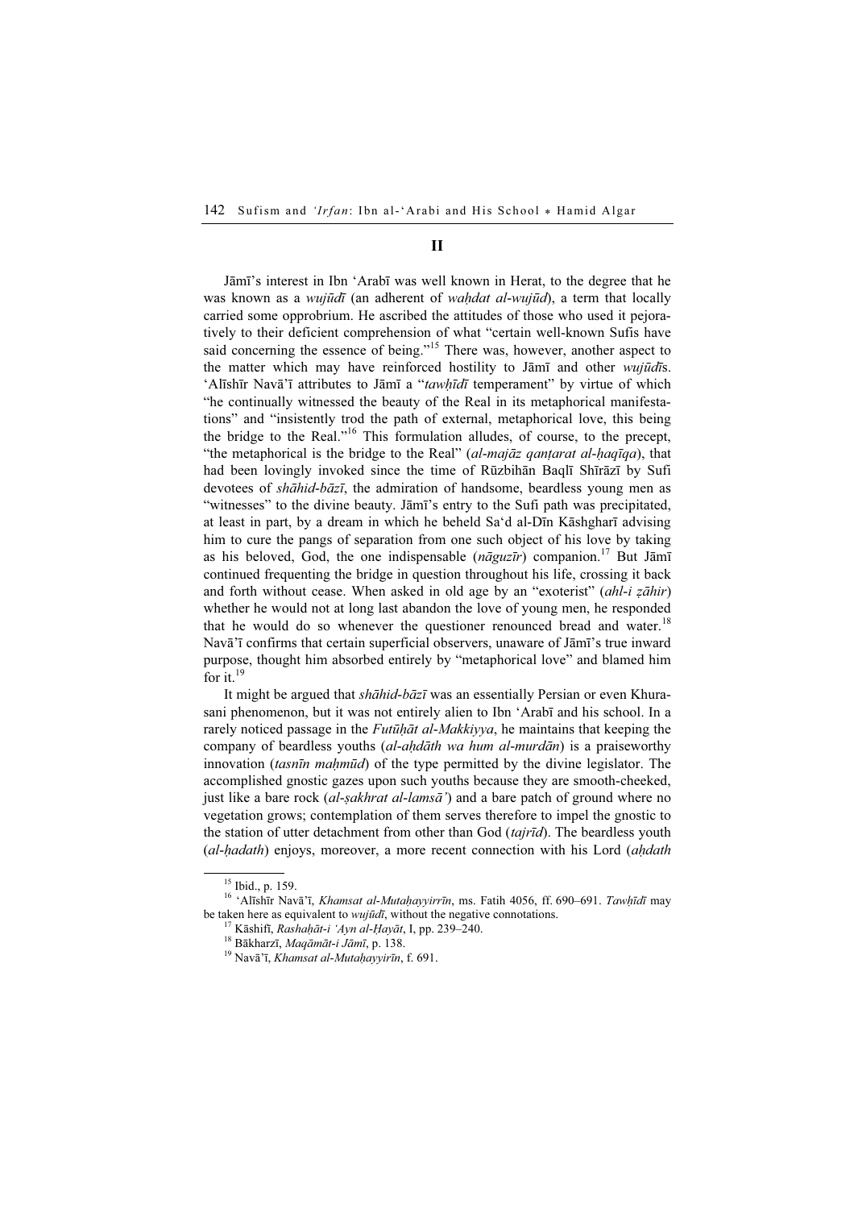## II

Jāmī's interest in Ibn 'Arabī was well known in Herat, to the degree that he was known as a *wujūdī* (an adherent of *waḥdat al-wujūd*), a term that locally carried some opprobrium. He ascribed the attitudes of those who used it pejoratively to their deficient comprehension of what "certain well-known Sufis have said concerning the essence of being."[15] There was, however, another aspect to the matter which may have reinforced hostility to Jāmī and other *wujūdī*s. 'Alīshīr Navā'ī attributes to Jāmī a "*tawḥīdī* temperament" by virtue of which "he continually witnessed the beauty of the Real in its metaphorical manifestations" and "insistently trod the path of external, metaphorical love, this being the bridge to the Real."[16] This formulation alludes, of course, to the precept, "the metaphorical is the bridge to the Real" (*al-majāz qanṭarat al-ḥaqīqa*), that had been lovingly invoked since the time of Rūzbihān Baqlī Shīrāzī by Sufi devotees of *shāhid-bāzī*, the admiration of handsome, beardless young men as "witnesses" to the divine beauty. Jāmī's entry to the Sufi path was precipitated, at least in part, by a dream in which he beheld Sa'd al-Dīn Kāshgharī advising him to cure the pangs of separation from one such object of his love by taking as his beloved, God, the one indispensable (*nāguzīr*) companion.[17] But Jāmī continued frequenting the bridge in question throughout his life, crossing it back and forth without cease. When asked in old age by an "exoterist" (*ahl-i ẓāhir*) whether he would not at long last abandon the love of young men, he responded that he would do so whenever the questioner renounced bread and water.[18] Navā'ī confirms that certain superficial observers, unaware of Jāmī's true inward purpose, thought him absorbed entirely by "metaphorical love" and blamed him for it.[19]

It might be argued that *shāhid-bāzī* was an essentially Persian or even Khurasani phenomenon, but it was not entirely alien to Ibn 'Arabī and his school. In a rarely noticed passage in the *Futūḥāt al-Makkiyya*, he maintains that keeping the company of beardless youths (*al-aḥdāth wa hum al-murdān*) is a praiseworthy innovation (*tasnīn maḥmūd*) of the type permitted by the divine legislator. The accomplished gnostic gazes upon such youths because they are smooth-cheeked, just like a bare rock (*al-ṣakhrat al-lamsā'*) and a bare patch of ground where no vegetation grows; contemplation of them serves therefore to impel the gnostic to the station of utter detachment from other than God (*tajrīd*). The beardless youth (*al-ḥadath*) enjoys, moreover, a more recent connection with his Lord (*aḥdath*

---

[15] Ibid., p. 159.

[16] 'Alīshīr Navā'ī, *Khamsat al-Mutaḥayyirrīn*, ms. Fatih 4056, ff. 690–691. *Tawḥīdī* may be taken here as equivalent to *wujūdī*, without the negative connotations.

[17] Kāshifī, *Rashaḥāt-i 'Ayn al-Ḥayāt*, I, pp. 239–240.

[18] Bākharzī, *Maqāmāt-i Jāmī*, p. 138.

[19] Navā'ī, *Khamsat al-Mutaḥayyirīn*, f. 691.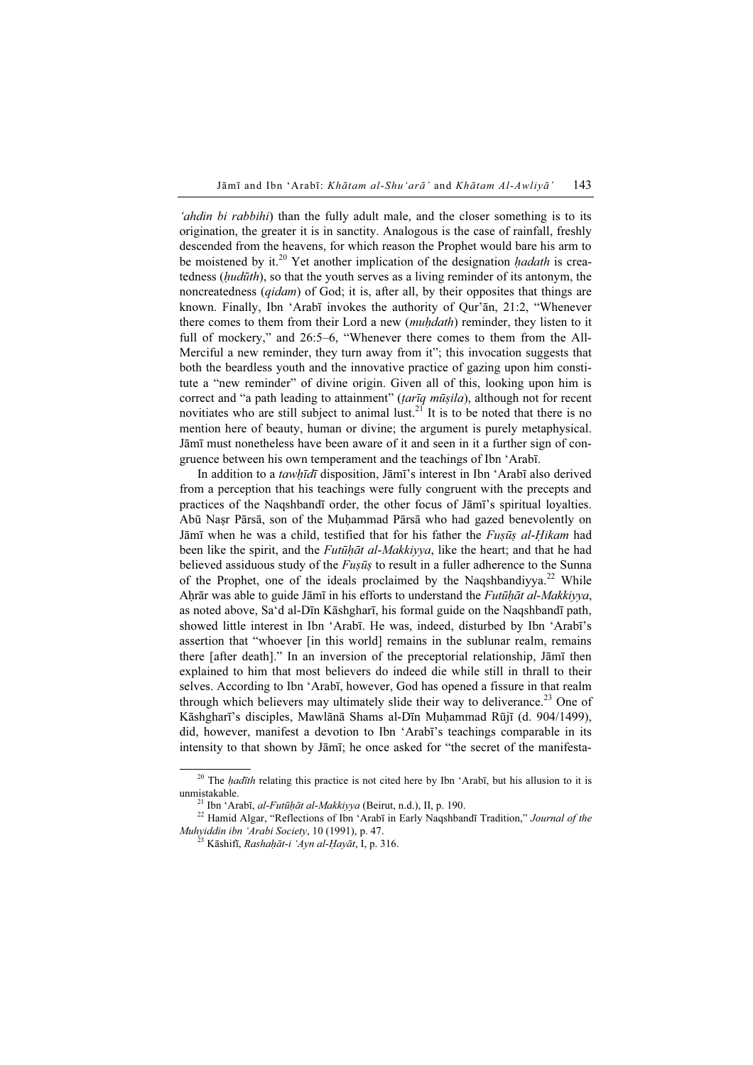*'ahdin bi rabbihi*) than the fully adult male, and the closer something is to its origination, the greater it is in sanctity. Analogous is the case of rainfall, freshly descended from the heavens, for which reason the Prophet would bare his arm to be moistened by it.[20] Yet another implication of the designation *ḥadath* is createdness (*ḥudūth*), so that the youth serves as a living reminder of its antonym, the noncreatedness (*qidam*) of God; it is, after all, by their opposites that things are known. Finally, Ibn 'Arabī invokes the authority of Qur'ān, 21:2, "Whenever there comes to them from their Lord a new (*muḥdath*) reminder, they listen to it full of mockery," and 26:5–6, "Whenever there comes to them from the All-Merciful a new reminder, they turn away from it"; this invocation suggests that both the beardless youth and the innovative practice of gazing upon him constitute a "new reminder" of divine origin. Given all of this, looking upon him is correct and "a path leading to attainment" (*ṭarīq mūṣila*), although not for recent novitiates who are still subject to animal lust.[21] It is to be noted that there is no mention here of beauty, human or divine; the argument is purely metaphysical. Jāmī must nonetheless have been aware of it and seen in it a further sign of congruence between his own temperament and the teachings of Ibn 'Arabī.

In addition to a *tawḥīdī* disposition, Jāmī's interest in Ibn 'Arabī also derived from a perception that his teachings were fully congruent with the precepts and practices of the Naqshbandī order, the other focus of Jāmī's spiritual loyalties. Abū Naṣr Pārsā, son of the Muḥammad Pārsā who had gazed benevolently on Jāmī when he was a child, testified that for his father the *Fuṣūṣ al-Ḥikam* had been like the spirit, and the *Futūḥāt al-Makkiyya*, like the heart; and that he had believed assiduous study of the *Fuṣūṣ* to result in a fuller adherence to the Sunna of the Prophet, one of the ideals proclaimed by the Naqshbandiyya.[22] While Aḥrār was able to guide Jāmī in his efforts to understand the *Futūḥāt al-Makkiyya*, as noted above, Sa'd al-Dīn Kāshgharī, his formal guide on the Naqshbandī path, showed little interest in Ibn 'Arabī. He was, indeed, disturbed by Ibn 'Arabī's assertion that "whoever [in this world] remains in the sublunar realm, remains there [after death]." In an inversion of the preceptorial relationship, Jāmī then explained to him that most believers do indeed die while still in thrall to their selves. According to Ibn 'Arabī, however, God has opened a fissure in that realm through which believers may ultimately slide their way to deliverance.[23] One of Kāshgharī's disciples, Mawlānā Shams al-Dīn Muḥammad Rūjī (d. 904/1499), did, however, manifest a devotion to Ibn 'Arabī's teachings comparable in its intensity to that shown by Jāmī; he once asked for "the secret of the manifesta-

---

[20] The *ḥadīth* relating this practice is not cited here by Ibn 'Arabī, but his allusion to it is unmistakable.

[21] Ibn 'Arabī, *al-Futūḥāt al-Makkiyya* (Beirut, n.d.), II, p. 190.

[22] Hamid Algar, "Reflections of Ibn 'Arabī in Early Naqshbandī Tradition," *Journal of the Muhyiddin ibn 'Arabi Society*, 10 (1991), p. 47.

[23] Kāshifī, *Rashaḥāt-i 'Ayn al-Ḥayāt*, I, p. 316.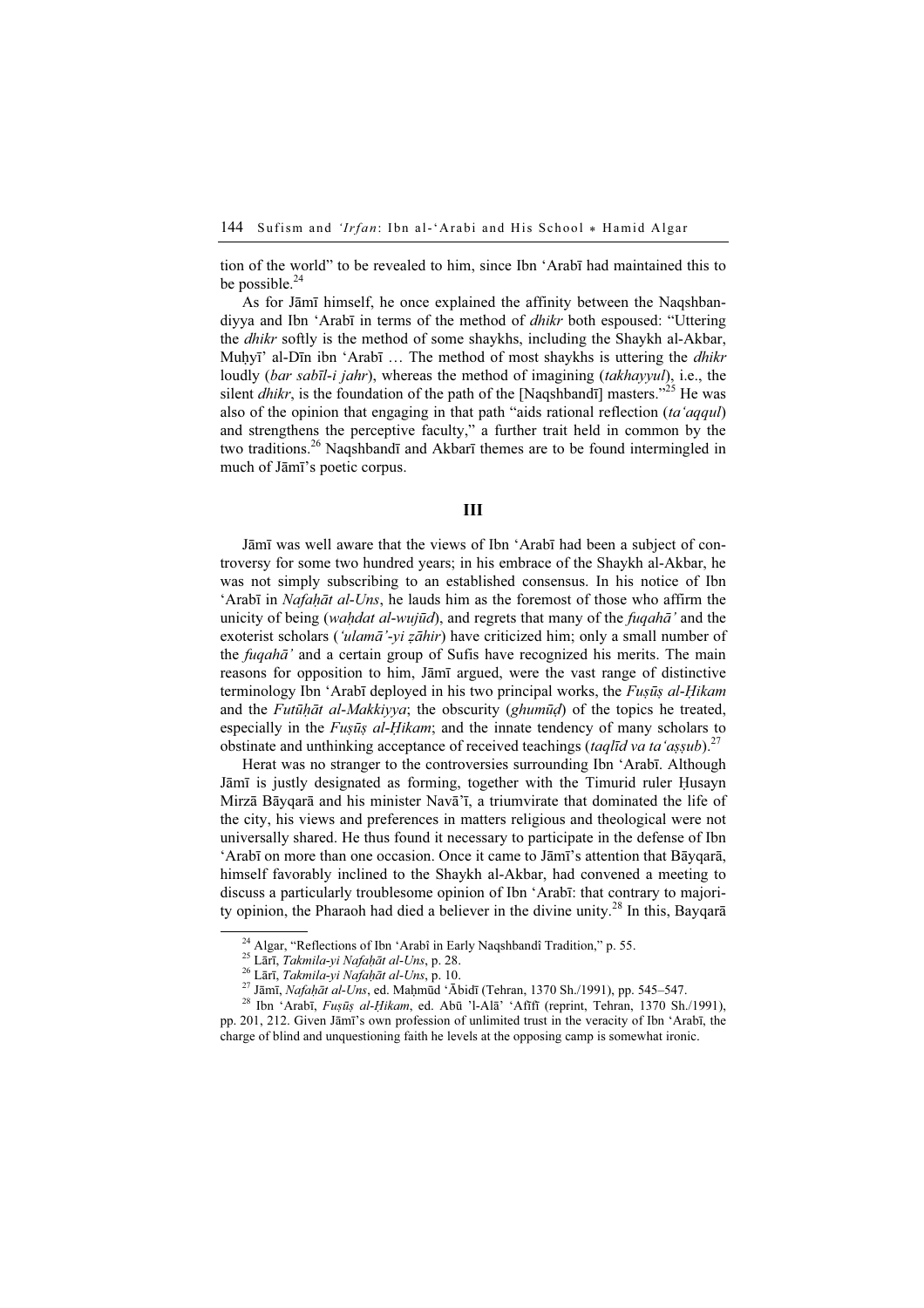tion of the world" to be revealed to him, since Ibn 'Arabī had maintained this to be possible.[24]

As for Jāmī himself, he once explained the affinity between the Naqshbandiyya and Ibn 'Arabī in terms of the method of *dhikr* both espoused: "Uttering the *dhikr* softly is the method of some shaykhs, including the Shaykh al-Akbar, Muḥyī' al-Dīn ibn 'Arabī … The method of most shaykhs is uttering the *dhikr* loudly (*bar sabīl-i jahr*), whereas the method of imagining (*takhayyul*), i.e., the silent *dhikr*, is the foundation of the path of the [Naqshbandī] masters."[25] He was also of the opinion that engaging in that path "aids rational reflection (*ta'aqqul*) and strengthens the perceptive faculty," a further trait held in common by the two traditions.[26] Naqshbandī and Akbarī themes are to be found intermingled in much of Jāmī's poetic corpus.

## III

Jāmī was well aware that the views of Ibn 'Arabī had been a subject of controversy for some two hundred years; in his embrace of the Shaykh al-Akbar, he was not simply subscribing to an established consensus. In his notice of Ibn 'Arabī in *Nafaḥāt al-Uns*, he lauds him as the foremost of those who affirm the unicity of being (*waḥdat al-wujūd*), and regrets that many of the *fuqahā'* and the exoterist scholars (*'ulamā'-yi ẓāhir*) have criticized him; only a small number of the *fuqahā'* and a certain group of Sufis have recognized his merits. The main reasons for opposition to him, Jāmī argued, were the vast range of distinctive terminology Ibn 'Arabī deployed in his two principal works, the *Fuṣūṣ al-Ḥikam* and the *Futūḥāt al-Makkiyya*; the obscurity (*ghumūḍ*) of the topics he treated, especially in the *Fuṣūṣ al-Ḥikam*; and the innate tendency of many scholars to obstinate and unthinking acceptance of received teachings (*taqlīd va ta'aṣṣub*).[27]

Herat was no stranger to the controversies surrounding Ibn 'Arabī. Although Jāmī is justly designated as forming, together with the Timurid ruler Ḥusayn Mirzā Bāyqarā and his minister Navā'ī, a triumvirate that dominated the life of the city, his views and preferences in matters religious and theological were not universally shared. He thus found it necessary to participate in the defense of Ibn 'Arabī on more than one occasion. Once it came to Jāmī's attention that Bāyqarā, himself favorably inclined to the Shaykh al-Akbar, had convened a meeting to discuss a particularly troublesome opinion of Ibn 'Arabī: that contrary to majority opinion, the Pharaoh had died a believer in the divine unity.[28] In this, Bayqarā

---

[24] Algar, "Reflections of Ibn 'Arabî in Early Naqshbandî Tradition," p. 55.

[25] Lārī, *Takmila-yi Nafaḥāt al-Uns*, p. 28.

[26] Lārī, *Takmila-yi Nafaḥāt al-Uns*, p. 10.

[27] Jāmī, *Nafaḥāt al-Uns*, ed. Maḥmūd 'Ābidī (Tehran, 1370 Sh./1991), pp. 545–547.

[28] Ibn 'Arabī, *Fuṣūṣ al-Ḥikam*, ed. Abū 'l-Alā' 'Afīfī (reprint, Tehran, 1370 Sh./1991), pp. 201, 212. Given Jāmī's own profession of unlimited trust in the veracity of Ibn 'Arabī, the charge of blind and unquestioning faith he levels at the opposing camp is somewhat ironic.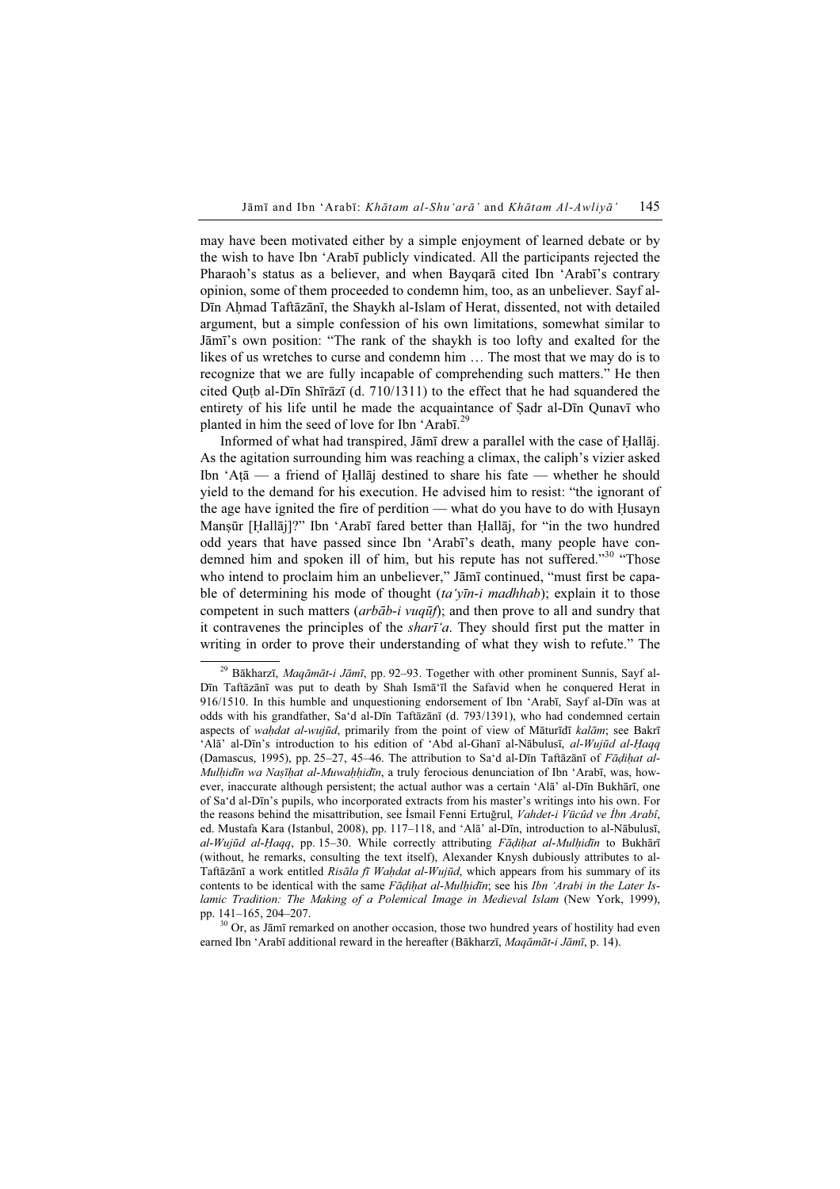may have been motivated either by a simple enjoyment of learned debate or by the wish to have Ibn ʿArabī publicly vindicated. All the participants rejected the Pharaoh's status as a believer, and when Bayqarā cited Ibn ʿArabī's contrary opinion, some of them proceeded to condemn him, too, as an unbeliever. Sayf al-Dīn Aḥmad Taftāzānī, the Shaykh al-Islam of Herat, dissented, not with detailed argument, but a simple confession of his own limitations, somewhat similar to Jāmī's own position: "The rank of the shaykh is too lofty and exalted for the likes of us wretches to curse and condemn him … The most that we may do is to recognize that we are fully incapable of comprehending such matters." He then cited Quṭb al-Dīn Shīrāzī (d. 710/1311) to the effect that he had squandered the entirety of his life until he made the acquaintance of Ṣadr al-Dīn Qunavī who planted in him the seed of love for Ibn ʿArabī.[29]

Informed of what had transpired, Jāmī drew a parallel with the case of Ḥallāj. As the agitation surrounding him was reaching a climax, the caliph's vizier asked Ibn ʿAṭā — a friend of Ḥallāj destined to share his fate — whether he should yield to the demand for his execution. He advised him to resist: "the ignorant of the age have ignited the fire of perdition — what do you have to do with Ḥusayn Manṣūr [Ḥallāj]?" Ibn ʿArabī fared better than Ḥallāj, for "in the two hundred odd years that have passed since Ibn ʿArabī's death, many people have condemned him and spoken ill of him, but his repute has not suffered."[30] "Those who intend to proclaim him an unbeliever," Jāmī continued, "must first be capable of determining his mode of thought (*taʿyīn-i madhhab*); explain it to those competent in such matters (*arbāb-i vuqūf*); and then prove to all and sundry that it contravenes the principles of the *sharīʿa*. They should first put the matter in writing in order to prove their understanding of what they wish to refute." The

---

[29] Bākharzī, *Maqāmāt-i Jāmī*, pp. 92–93. Together with other prominent Sunnis, Sayf al-Dīn Taftāzānī was put to death by Shah Ismāʿīl the Safavid when he conquered Herat in 916/1510. In this humble and unquestioning endorsement of Ibn ʿArabī, Sayf al-Dīn was at odds with his grandfather, Saʿd al-Dīn Taftāzānī (d. 793/1391), who had condemned certain aspects of *waḥdat al-wujūd*, primarily from the point of view of Māturīdī *kalām*; see Bakrī ʿAlāʾ al-Dīn's introduction to his edition of ʿAbd al-Ghanī al-Nābulusī, *al-Wujūd al-Ḥaqq* (Damascus, 1995), pp. 25–27, 45–46. The attribution to Saʿd al-Dīn Taftāzānī of *Fāḍiḥat al-Mulḥidīn wa Naṣīḥat al-Muwaḥḥidīn*, a truly ferocious denunciation of Ibn ʿArabī, was, however, inaccurate although persistent; the actual author was a certain ʿAlāʾ al-Dīn Bukhārī, one of Saʿd al-Dīn's pupils, who incorporated extracts from his master's writings into his own. For the reasons behind the misattribution, see İsmail Fenni Ertuğrul, *Vahdet-i Vücûd ve İbn Arabî*, ed. Mustafa Kara (Istanbul, 2008), pp. 117–118, and ʿAlāʾ al-Dīn, introduction to al-Nābulusī, *al-Wujūd al-Ḥaqq*, pp. 15–30. While correctly attributing *Fāḍiḥat al-Mulḥidīn* to Bukhārī (without, he remarks, consulting the text itself), Alexander Knysh dubiously attributes to al-Taftāzānī a work entitled *Risāla fī Waḥdat al-Wujūd*, which appears from his summary of its contents to be identical with the same *Fāḍiḥat al-Mulḥidīn*; see his *Ibn ʿArabi in the Later Islamic Tradition: The Making of a Polemical Image in Medieval Islam* (New York, 1999), pp. 141–165, 204–207.

[30] Or, as Jāmī remarked on another occasion, those two hundred years of hostility had even earned Ibn ʿArabī additional reward in the hereafter (Bākharzī, *Maqāmāt-i Jāmī*, p. 14).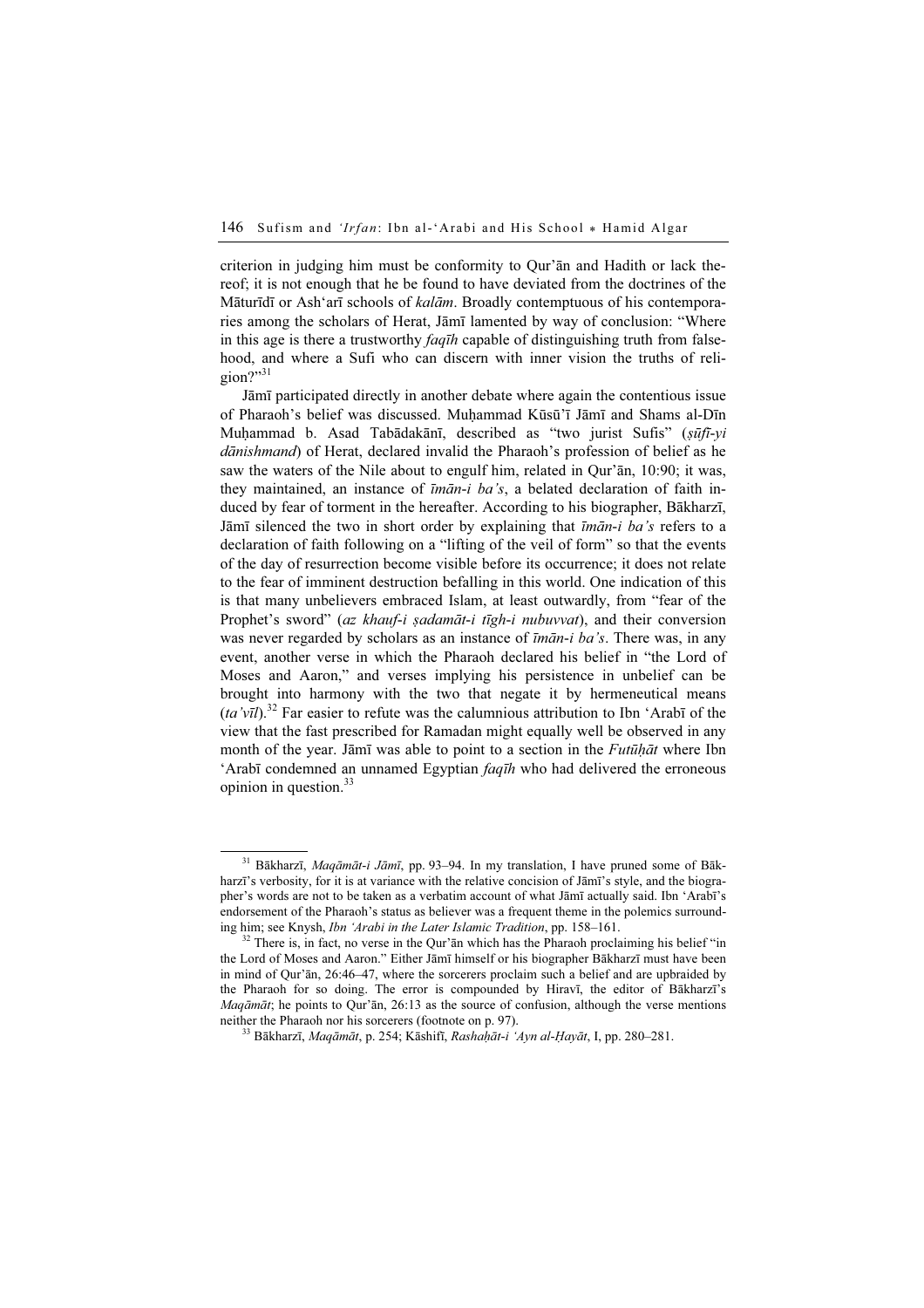criterion in judging him must be conformity to Qur'ān and Hadith or lack thereof; it is not enough that he be found to have deviated from the doctrines of the Māturīdī or Ash'arī schools of *kalām*. Broadly contemptuous of his contemporaries among the scholars of Herat, Jāmī lamented by way of conclusion: "Where in this age is there a trustworthy *faqīh* capable of distinguishing truth from falsehood, and where a Sufi who can discern with inner vision the truths of religion?"[31]

Jāmī participated directly in another debate where again the contentious issue of Pharaoh's belief was discussed. Muḥammad Kūsū'ī Jāmī and Shams al-Dīn Muḥammad b. Asad Tabādakānī, described as "two jurist Sufis" (*ṣūfī-yi dānishmand*) of Herat, declared invalid the Pharaoh's profession of belief as he saw the waters of the Nile about to engulf him, related in Qur'ān, 10:90; it was, they maintained, an instance of *īmān-i ba's*, a belated declaration of faith induced by fear of torment in the hereafter. According to his biographer, Bākharzī, Jāmī silenced the two in short order by explaining that *īmān-i ba's* refers to a declaration of faith following on a "lifting of the veil of form" so that the events of the day of resurrection become visible before its occurrence; it does not relate to the fear of imminent destruction befalling in this world. One indication of this is that many unbelievers embraced Islam, at least outwardly, from "fear of the Prophet's sword" (*az khauf-i ṣadamāt-i tīgh-i nubuvvat*), and their conversion was never regarded by scholars as an instance of *īmān-i ba's*. There was, in any event, another verse in which the Pharaoh declared his belief in "the Lord of Moses and Aaron," and verses implying his persistence in unbelief can be brought into harmony with the two that negate it by hermeneutical means (*ta'vīl*).[32] Far easier to refute was the calumnious attribution to Ibn 'Arabī of the view that the fast prescribed for Ramadan might equally well be observed in any month of the year. Jāmī was able to point to a section in the *Futūḥāt* where Ibn 'Arabī condemned an unnamed Egyptian *faqīh* who had delivered the erroneous opinion in question.[33]

---

[31] Bākharzī, *Maqāmāt-i Jāmī*, pp. 93–94. In my translation, I have pruned some of Bākharzī's verbosity, for it is at variance with the relative concision of Jāmī's style, and the biographer's words are not to be taken as a verbatim account of what Jāmī actually said. Ibn 'Arabī's endorsement of the Pharaoh's status as believer was a frequent theme in the polemics surrounding him; see Knysh, *Ibn 'Arabi in the Later Islamic Tradition*, pp. 158–161.

[32] There is, in fact, no verse in the Qur'ān which has the Pharaoh proclaiming his belief "in the Lord of Moses and Aaron." Either Jāmī himself or his biographer Bākharzī must have been in mind of Qur'ān, 26:46–47, where the sorcerers proclaim such a belief and are upbraided by the Pharaoh for so doing. The error is compounded by Hiravī, the editor of Bākharzī's *Maqāmāt*; he points to Qur'ān, 26:13 as the source of confusion, although the verse mentions neither the Pharaoh nor his sorcerers (footnote on p. 97).

[33] Bākharzī, *Maqāmāt*, p. 254; Kāshifī, *Rashaḥāt-i 'Ayn al-Ḥayāt*, I, pp. 280–281.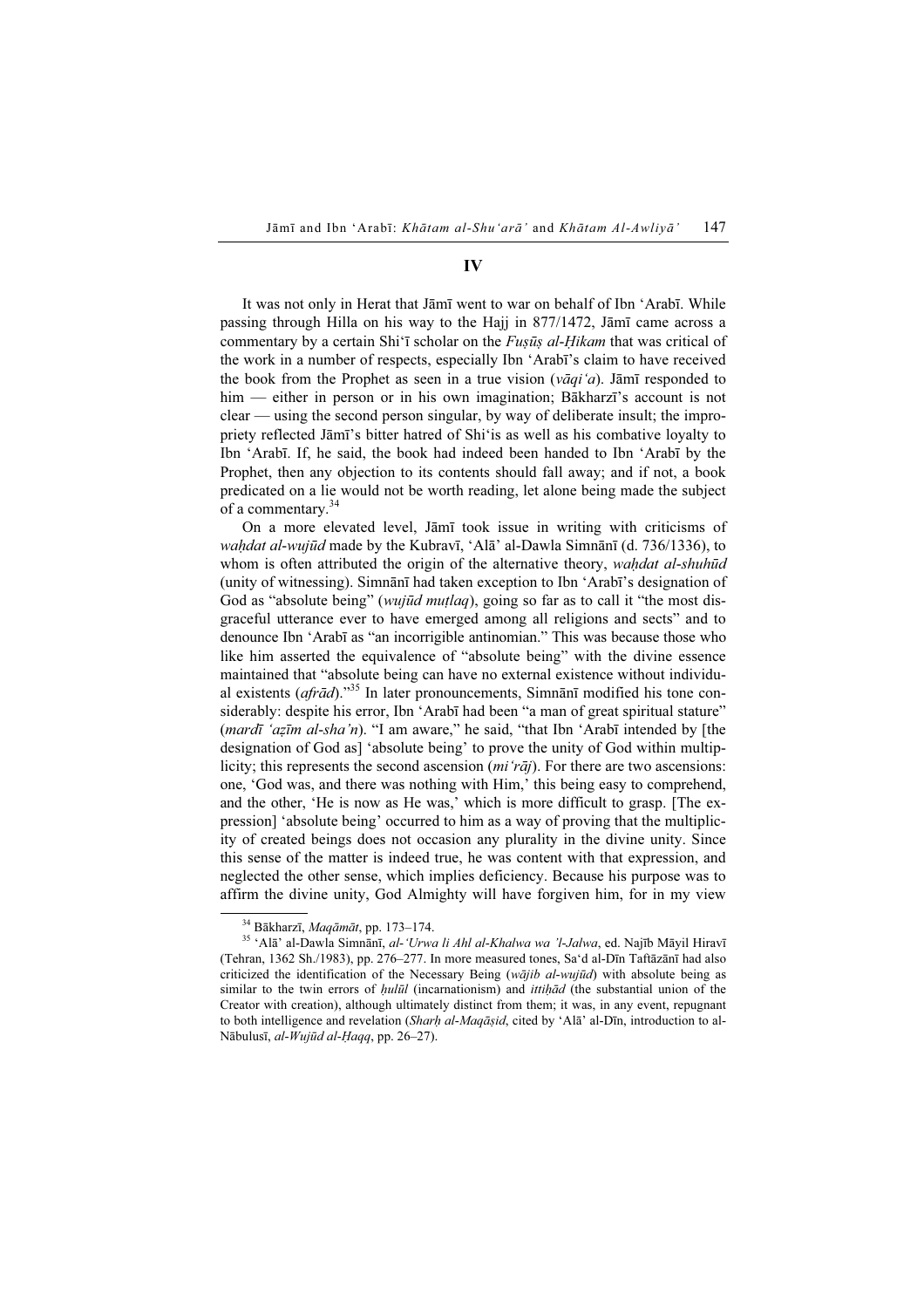## IV

It was not only in Herat that Jāmī went to war on behalf of Ibn ʿArabī. While passing through Hilla on his way to the Hajj in 877/1472, Jāmī came across a commentary by a certain Shīʿī scholar on the *Fuṣūṣ al-Ḥikam* that was critical of the work in a number of respects, especially Ibn ʿArabī's claim to have received the book from the Prophet as seen in a true vision (*vāqiʿa*). Jāmī responded to him — either in person or in his own imagination; Bākharzī's account is not clear — using the second person singular, by way of deliberate insult; the impropriety reflected Jāmī's bitter hatred of Shiʿis as well as his combative loyalty to Ibn ʿArabī. If, he said, the book had indeed been handed to Ibn ʿArabī by the Prophet, then any objection to its contents should fall away; and if not, a book predicated on a lie would not be worth reading, let alone being made the subject of a commentary.[34]

On a more elevated level, Jāmī took issue in writing with criticisms of *waḥdat al-wujūd* made by the Kubravī, ʿAlāʾ al-Dawla Simnānī (d. 736/1336), to whom is often attributed the origin of the alternative theory, *waḥdat al-shuhūd* (unity of witnessing). Simnānī had taken exception to Ibn ʿArabī's designation of God as "absolute being" (*wujūd muṭlaq*), going so far as to call it "the most disgraceful utterance ever to have emerged among all religions and sects" and to denounce Ibn ʿArabī as "an incorrigible antinomian." This was because those who like him asserted the equivalence of "absolute being" with the divine essence maintained that "absolute being can have no external existence without individual existents (*afrād*)."[35] In later pronouncements, Simnānī modified his tone considerably: despite his error, Ibn ʿArabī had been "a man of great spiritual stature" (*mardī ʿaẓīm al-sha'n*). "I am aware," he said, "that Ibn ʿArabī intended by [the designation of God as] 'absolute being' to prove the unity of God within multiplicity; this represents the second ascension (*miʿrāj*). For there are two ascensions: one, 'God was, and there was nothing with Him,' this being easy to comprehend, and the other, 'He is now as He was,' which is more difficult to grasp. [The expression] 'absolute being' occurred to him as a way of proving that the multiplicity of created beings does not occasion any plurality in the divine unity. Since this sense of the matter is indeed true, he was content with that expression, and neglected the other sense, which implies deficiency. Because his purpose was to affirm the divine unity, God Almighty will have forgiven him, for in my view

---

[34] Bākharzī, *Maqāmāt*, pp. 173–174.

[35] ʿAlāʾ al-Dawla Simnānī, *al-ʿUrwa li Ahl al-Khalwa wa 'l-Jalwa*, ed. Najīb Māyil Hiravī (Tehran, 1362 Sh./1983), pp. 276–277. In more measured tones, Saʿd al-Dīn Taftāzānī had also criticized the identification of the Necessary Being (*wājib al-wujūd*) with absolute being as similar to the twin errors of *ḥulūl* (incarnationism) and *ittiḥād* (the substantial union of the Creator with creation), although ultimately distinct from them; it was, in any event, repugnant to both intelligence and revelation (*Sharḥ al-Maqāṣid*, cited by ʿAlāʾ al-Dīn, introduction to al-Nābulusī, *al-Wujūd al-Ḥaqq*, pp. 26–27).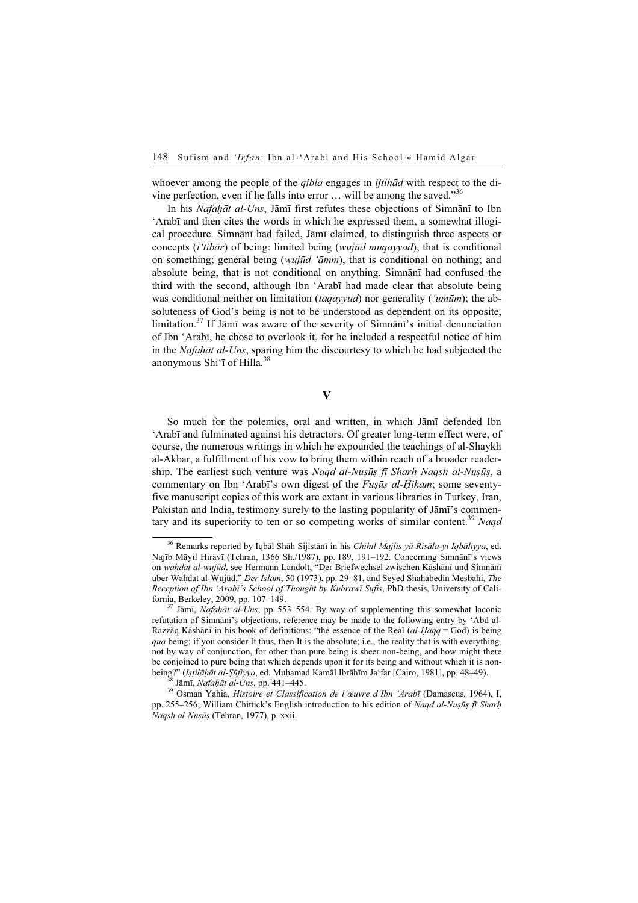whoever among the people of the *qibla* engages in *ijtihād* with respect to the divine perfection, even if he falls into error … will be among the saved."[36]

In his *Nafaḥāt al-Uns*, Jāmī first refutes these objections of Simnānī to Ibn ʻArabī and then cites the words in which he expressed them, a somewhat illogical procedure. Simnānī had failed, Jāmī claimed, to distinguish three aspects or concepts (*iʻtibār*) of being: limited being (*wujūd muqayyad*), that is conditional on something; general being (*wujūd ʻāmm*), that is conditional on nothing; and absolute being, that is not conditional on anything. Simnānī had confused the third with the second, although Ibn ʻArabī had made clear that absolute being was conditional neither on limitation (*taqayyud*) nor generality (*ʻumūm*); the absoluteness of God's being is not to be understood as dependent on its opposite, limitation.[37] If Jāmī was aware of the severity of Simnānī's initial denunciation of Ibn ʻArabī, he chose to overlook it, for he included a respectful notice of him in the *Nafaḥāt al-Uns*, sparing him the discourtesy to which he had subjected the anonymous Shiʻī of Hilla.[38]

## V

So much for the polemics, oral and written, in which Jāmī defended Ibn ʻArabī and fulminated against his detractors. Of greater long-term effect were, of course, the numerous writings in which he expounded the teachings of al-Shaykh al-Akbar, a fulfillment of his vow to bring them within reach of a broader readership. The earliest such venture was *Naqd al-Nuṣūṣ fī Sharḥ Naqsh al-Nuṣūṣ*, a commentary on Ibn ʻArabī's own digest of the *Fuṣūṣ al-Ḥikam*; some seventy-five manuscript copies of this work are extant in various libraries in Turkey, Iran, Pakistan and India, testimony surely to the lasting popularity of Jāmī's commentary and its superiority to ten or so competing works of similar content.[39] *Naqd*

---

[36] Remarks reported by Iqbāl Shāh Sijistānī in his *Chihil Majlis yā Risāla-yi Iqbāliyya*, ed. Najīb Māyil Hiravī (Tehran, 1366 Sh./1987), pp. 189, 191–192. Concerning Simnānī's views on *waḥdat al-wujūd*, see Hermann Landolt, "Der Briefwechsel zwischen Kāshānī und Simnānī über Waḥdat al-Wujūd," *Der Islam*, 50 (1973), pp. 29–81, and Seyed Shahabedin Mesbahi, *The Reception of Ibn ʻArabī's School of Thought by Kubrawī Sufis*, PhD thesis, University of California, Berkeley, 2009, pp. 107–149.

[37] Jāmī, *Nafaḥāt al-Uns*, pp. 553–554. By way of supplementing this somewhat laconic refutation of Simnānī's objections, reference may be made to the following entry by ʻAbd al-Razzāq Kāshānī in his book of definitions: "the essence of the Real (*al-Ḥaqq* = God) is being *qua* being; if you consider It thus, then It is the absolute; i.e., the reality that is with everything, not by way of conjunction, for other than pure being is sheer non-being, and how might there be conjoined to pure being that which depends upon it for its being and without which it is non-being?" (*Iṣṭilāḥāt al-Ṣūfiyya*, ed. Muḥamad Kamāl Ibrāhīm Jaʻfar [Cairo, 1981], pp. 48–49).

[38] Jāmī, *Nafaḥāt al-Uns*, pp. 441–445.

[39] Osman Yahia, *Histoire et Classification de l'œuvre d'Ibn ʻArabī* (Damascus, 1964), I, pp. 255–256; William Chittick's English introduction to his edition of *Naqd al-Nuṣūṣ fī Sharḥ Naqsh al-Nuṣūṣ* (Tehran, 1977), p. xxii.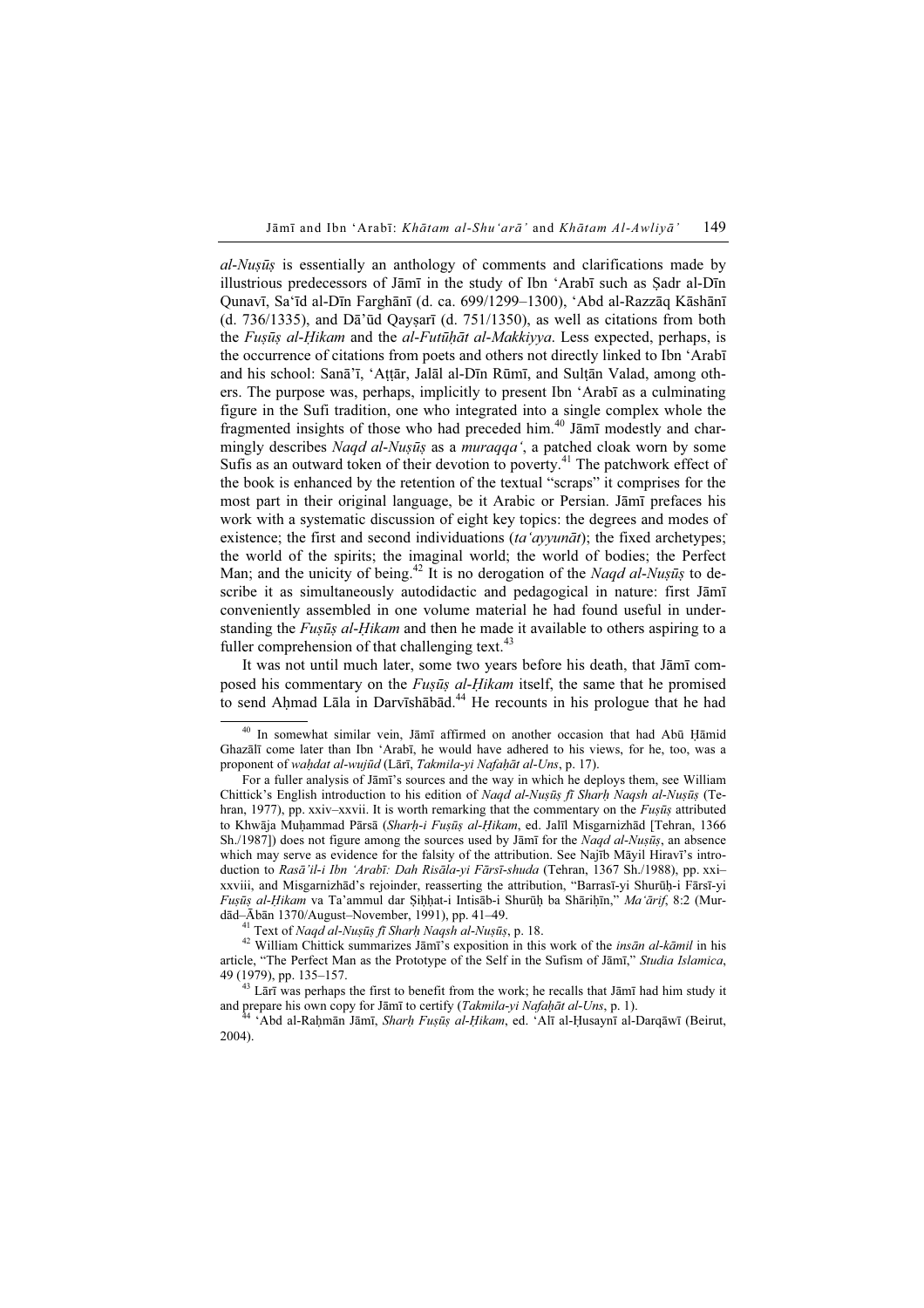*al-Nuṣūṣ* is essentially an anthology of comments and clarifications made by illustrious predecessors of Jāmī in the study of Ibn ʿArabī such as Ṣadr al-Dīn Qunavī, Saʿīd al-Dīn Farghānī (d. ca. 699/1299–1300), ʿAbd al-Razzāq Kāshānī (d. 736/1335), and Dāʾūd Qayṣarī (d. 751/1350), as well as citations from both the *Fuṣūṣ al-Ḥikam* and the *al-Futūḥāt al-Makkiyya*. Less expected, perhaps, is the occurrence of citations from poets and others not directly linked to Ibn ʿArabī and his school: Sanāʾī, ʿAṭṭār, Jalāl al-Dīn Rūmī, and Sulṭān Valad, among others. The purpose was, perhaps, implicitly to present Ibn ʿArabī as a culminating figure in the Sufi tradition, one who integrated into a single complex whole the fragmented insights of those who had preceded him.[40] Jāmī modestly and charmingly describes *Naqd al-Nuṣūṣ* as a *muraqqaʿ*, a patched cloak worn by some Sufis as an outward token of their devotion to poverty.[41] The patchwork effect of the book is enhanced by the retention of the textual "scraps" it comprises for the most part in their original language, be it Arabic or Persian. Jāmī prefaces his work with a systematic discussion of eight key topics: the degrees and modes of existence; the first and second individuations (*taʿayyunāt*); the fixed archetypes; the world of the spirits; the imaginal world; the world of bodies; the Perfect Man; and the unicity of being.[42] It is no derogation of the *Naqd al-Nuṣūṣ* to describe it as simultaneously autodidactic and pedagogical in nature: first Jāmī conveniently assembled in one volume material he had found useful in understanding the *Fuṣūṣ al-Ḥikam* and then he made it available to others aspiring to a fuller comprehension of that challenging text.[43]

It was not until much later, some two years before his death, that Jāmī composed his commentary on the *Fuṣūṣ al-Ḥikam* itself, the same that he promised to send Aḥmad Lāla in Darvīshābād.[44] He recounts in his prologue that he had

---

[40] In somewhat similar vein, Jāmī affirmed on another occasion that had Abū Ḥāmid Ghazālī come later than Ibn ʿArabī, he would have adhered to his views, for he, too, was a proponent of *waḥdat al-wujūd* (Lārī, *Takmila-yi Nafaḥāt al-Uns*, p. 17).

For a fuller analysis of Jāmī's sources and the way in which he deploys them, see William Chittick's English introduction to his edition of *Naqd al-Nuṣūṣ fī Sharḥ Naqsh al-Nuṣūṣ* (Tehran, 1977), pp. xxiv–xxvii. It is worth remarking that the commentary on the *Fuṣūṣ* attributed to Khwāja Muḥammad Pārsā (*Sharḥ-i Fuṣūṣ al-Ḥikam*, ed. Jalīl Misgarnizhād [Tehran, 1366 Sh./1987]) does not figure among the sources used by Jāmī for the *Naqd al-Nuṣūṣ*, an absence which may serve as evidence for the falsity of the attribution. See Najīb Māyil Hiravī's introduction to *Rasāʾil-i Ibn ʿArabī: Dah Risāla-yi Fārsī-shuda* (Tehran, 1367 Sh./1988), pp. xxi–xxviii, and Misgarnizhād's rejoinder, reasserting the attribution, "Barrasī-yi Shurūḥ-i Fārsī-yi *Fuṣūṣ al-Ḥikam* va Taʾammul dar Ṣiḥḥat-i Intisāb-i Shurūḥ ba Shāriḥīn," *Maʿārif*, 8:2 (Murdād–Ābān 1370/August–November, 1991), pp. 41–49.

[41] Text of *Naqd al-Nuṣūṣ fī Sharḥ Naqsh al-Nuṣūṣ*, p. 18.

[42] William Chittick summarizes Jāmī's exposition in this work of the *insān al-kāmil* in his article, "The Perfect Man as the Prototype of the Self in the Sufism of Jāmī," *Studia Islamica*, 49 (1979), pp. 135–157.

[43] Lārī was perhaps the first to benefit from the work; he recalls that Jāmī had him study it and prepare his own copy for Jāmī to certify (*Takmila-yi Nafaḥāt al-Uns*, p. 1).

[44] ʿAbd al-Raḥmān Jāmī, *Sharḥ Fuṣūṣ al-Ḥikam*, ed. ʿAlī al-Ḥusaynī al-Darqāwī (Beirut, 2004).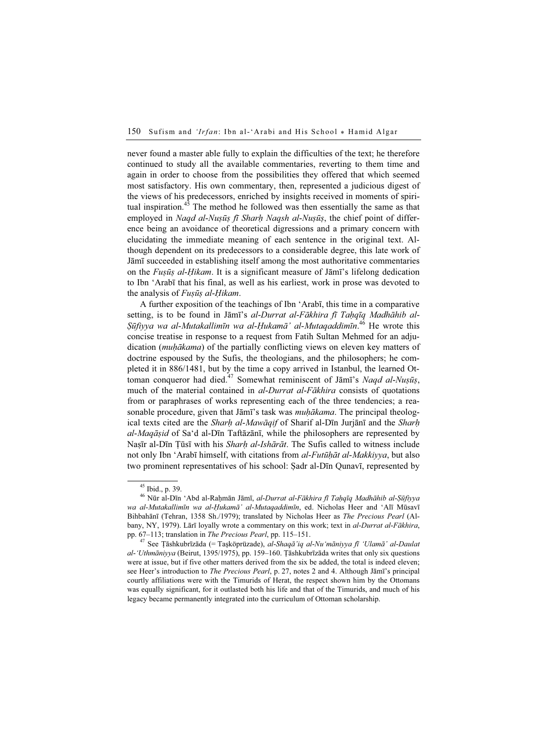never found a master able fully to explain the difficulties of the text; he therefore continued to study all the available commentaries, reverting to them time and again in order to choose from the possibilities they offered that which seemed most satisfactory. His own commentary, then, represented a judicious digest of the views of his predecessors, enriched by insights received in moments of spiritual inspiration.[45] The method he followed was then essentially the same as that employed in *Naqd al-Nuṣūṣ fī Sharḥ Naqsh al-Nuṣūṣ*, the chief point of difference being an avoidance of theoretical digressions and a primary concern with elucidating the immediate meaning of each sentence in the original text. Although dependent on its predecessors to a considerable degree, this late work of Jāmī succeeded in establishing itself among the most authoritative commentaries on the *Fuṣūṣ al-Ḥikam*. It is a significant measure of Jāmī's lifelong dedication to Ibn 'Arabī that his final, as well as his earliest, work in prose was devoted to the analysis of *Fuṣūṣ al-Ḥikam*.

A further exposition of the teachings of Ibn 'Arabī, this time in a comparative setting, is to be found in Jāmī's *al-Durrat al-Fākhira fī Taḥqīq Madhāhib al-Ṣūfiyya wa al-Mutakallimīn wa al-Ḥukamā' al-Mutaqaddimīn*.[46] He wrote this concise treatise in response to a request from Fatih Sultan Mehmed for an adjudication (*muḥākama*) of the partially conflicting views on eleven key matters of doctrine espoused by the Sufis, the theologians, and the philosophers; he completed it in 886/1481, but by the time a copy arrived in Istanbul, the learned Ottoman conqueror had died.[47] Somewhat reminiscent of Jāmī's *Naqd al-Nuṣūṣ*, much of the material contained in *al-Durrat al-Fākhira* consists of quotations from or paraphrases of works representing each of the three tendencies; a reasonable procedure, given that Jāmī's task was *muḥākama*. The principal theological texts cited are the *Sharḥ al-Mawāqif* of Sharif al-Dīn Jurjānī and the *Sharḥ al-Maqāṣid* of Sa'd al-Dīn Taftāzānī, while the philosophers are represented by Naṣīr al-Dīn Ṭūsī with his *Sharḥ al-Ishārāt*. The Sufis called to witness include not only Ibn 'Arabī himself, with citations from *al-Futūḥāt al-Makkiyya*, but also two prominent representatives of his school: Ṣadr al-Dīn Qunavī, represented by

---

[45] Ibid., p. 39.

[46] Nūr al-Dīn 'Abd al-Raḥmān Jāmī, *al-Durrat al-Fākhira fī Taḥqīq Madhāhib al-Ṣūfiyya wa al-Mutakallimīn wa al-Ḥukamā' al-Mutaqaddimīn*, ed. Nicholas Heer and 'Alī Mūsavī Bihbahānī (Tehran, 1358 Sh./1979); translated by Nicholas Heer as *The Precious Pearl* (Albany, NY, 1979). Lārī loyally wrote a commentary on this work; text in *al-Durrat al-Fākhira*, pp. 67–113; translation in *The Precious Pearl*, pp. 115–151.

[47] See Ṭāshkubrīzāda (= Taşköprüzade), *al-Shaqā'iq al-Nu'māniyya fī 'Ulamā' al-Daulat al-'Uthmāniyya* (Beirut, 1395/1975), pp. 159–160. Ṭāshkubrīzāda writes that only six questions were at issue, but if five other matters derived from the six be added, the total is indeed eleven; see Heer's introduction to *The Precious Pearl*, p. 27, notes 2 and 4. Although Jāmī's principal courtly affiliations were with the Timurids of Herat, the respect shown him by the Ottomans was equally significant, for it outlasted both his life and that of the Timurids, and much of his legacy became permanently integrated into the curriculum of Ottoman scholarship.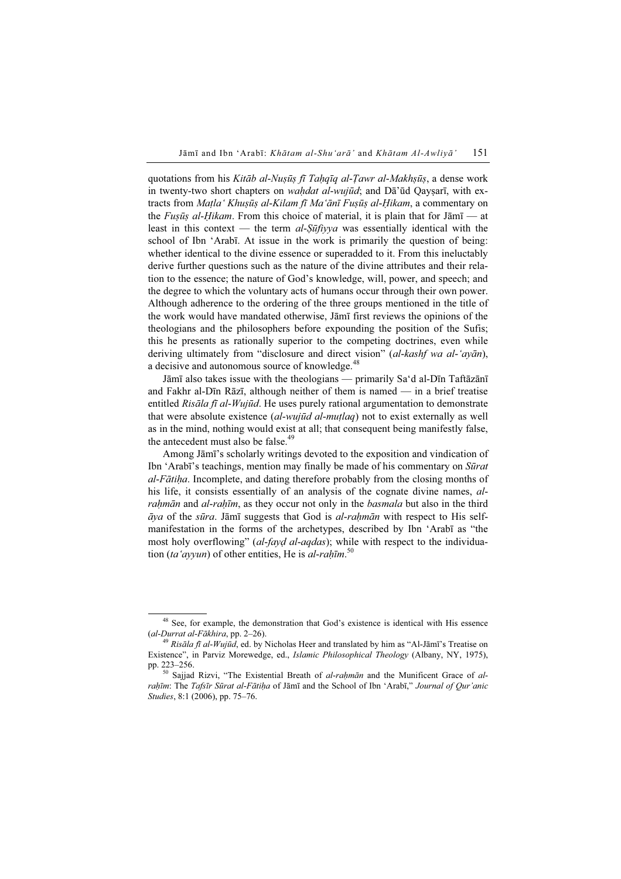quotations from his *Kitāb al-Nuṣūṣ fī Taḥqīq al-Ṭawr al-Makhṣūṣ*, a dense work in twenty-two short chapters on *waḥdat al-wujūd*; and Dā'ūd Qayṣarī, with extracts from *Maṭla' Khuṣūṣ al-Kilam fī Ma'ānī Fuṣūṣ al-Ḥikam*, a commentary on the *Fuṣūṣ al-Ḥikam*. From this choice of material, it is plain that for Jāmī — at least in this context — the term *al-Ṣūfiyya* was essentially identical with the school of Ibn 'Arabī. At issue in the work is primarily the question of being: whether identical to the divine essence or superadded to it. From this ineluctably derive further questions such as the nature of the divine attributes and their relation to the essence; the nature of God's knowledge, will, power, and speech; and the degree to which the voluntary acts of humans occur through their own power. Although adherence to the ordering of the three groups mentioned in the title of the work would have mandated otherwise, Jāmī first reviews the opinions of the theologians and the philosophers before expounding the position of the Sufis; this he presents as rationally superior to the competing doctrines, even while deriving ultimately from "disclosure and direct vision" (*al-kashf wa al-'ayān*), a decisive and autonomous source of knowledge.[48]

Jāmī also takes issue with the theologians — primarily Sa'd al-Dīn Taftāzānī and Fakhr al-Dīn Rāzī, although neither of them is named — in a brief treatise entitled *Risāla fī al-Wujūd*. He uses purely rational argumentation to demonstrate that were absolute existence (*al-wujūd al-muṭlaq*) not to exist externally as well as in the mind, nothing would exist at all; that consequent being manifestly false, the antecedent must also be false.[49]

Among Jāmī's scholarly writings devoted to the exposition and vindication of Ibn 'Arabī's teachings, mention may finally be made of his commentary on *Sūrat al-Fātiḥa*. Incomplete, and dating therefore probably from the closing months of his life, it consists essentially of an analysis of the cognate divine names, *al-raḥmān* and *al-raḥīm*, as they occur not only in the *basmala* but also in the third *āya* of the *sūra*. Jāmī suggests that God is *al-raḥmān* with respect to His self-manifestation in the forms of the archetypes, described by Ibn 'Arabī as "the most holy overflowing" (*al-fayḍ al-aqdas*); while with respect to the individuation (*ta'ayyun*) of other entities, He is *al-raḥīm*.[50]

---

[48] See, for example, the demonstration that God's existence is identical with His essence (*al-Durrat al-Fākhira*, pp. 2–26).

[49] *Risāla fī al-Wujūd*, ed. by Nicholas Heer and translated by him as "Al-Jāmī's Treatise on Existence", in Parviz Morewedge, ed., *Islamic Philosophical Theology* (Albany, NY, 1975), pp. 223–256.

[50] Sajjad Rizvi, "The Existential Breath of *al-raḥmān* and the Munificent Grace of *al-raḥīm*: The *Tafsīr Sūrat al-Fātiḥa* of Jāmī and the School of Ibn 'Arabī," *Journal of Qur'anic Studies*, 8:1 (2006), pp. 75–76.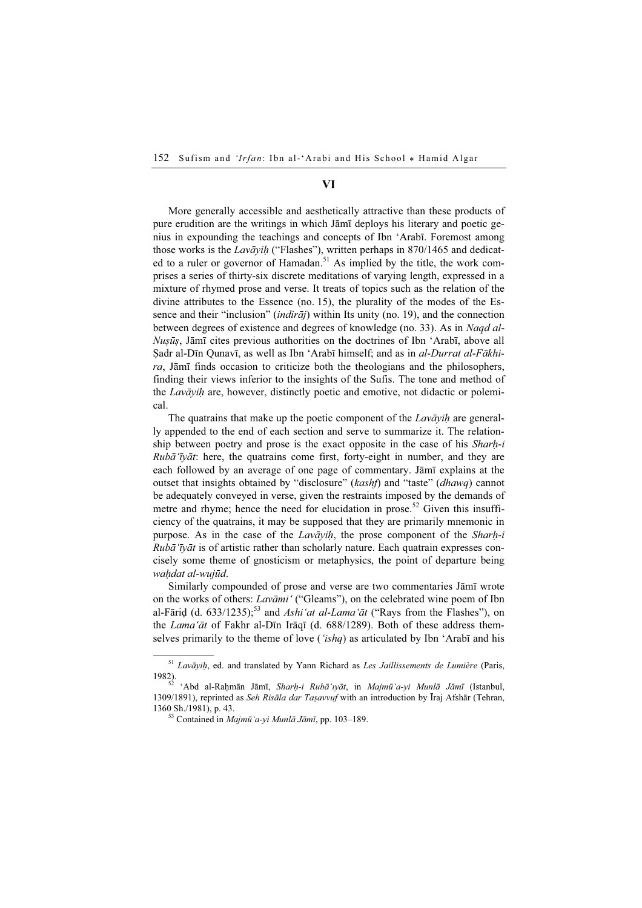## VI

More generally accessible and aesthetically attractive than these products of pure erudition are the writings in which Jāmī deploys his literary and poetic genius in expounding the teachings and concepts of Ibn ʿArabī. Foremost among those works is the *Lavāyiḥ* ("Flashes"), written perhaps in 870/1465 and dedicated to a ruler or governor of Hamadan.[51] As implied by the title, the work comprises a series of thirty-six discrete meditations of varying length, expressed in a mixture of rhymed prose and verse. It treats of topics such as the relation of the divine attributes to the Essence (no. 15), the plurality of the modes of the Essence and their "inclusion" (*indirāj*) within Its unity (no. 19), and the connection between degrees of existence and degrees of knowledge (no. 33). As in *Naqd al-Nuṣūṣ*, Jāmī cites previous authorities on the doctrines of Ibn ʿArabī, above all Ṣadr al-Dīn Qunavī, as well as Ibn ʿArabī himself; and as in *al-Durrat al-Fākhira*, Jāmī finds occasion to criticize both the theologians and the philosophers, finding their views inferior to the insights of the Sufis. The tone and method of the *Lavāyiḥ* are, however, distinctly poetic and emotive, not didactic or polemical.

The quatrains that make up the poetic component of the *Lavāyiḥ* are generally appended to the end of each section and serve to summarize it. The relationship between poetry and prose is the exact opposite in the case of his *Sharḥ-i Rubāʿīyāt*: here, the quatrains come first, forty-eight in number, and they are each followed by an average of one page of commentary. Jāmī explains at the outset that insights obtained by "disclosure" (*kashf*) and "taste" (*dhawq*) cannot be adequately conveyed in verse, given the restraints imposed by the demands of metre and rhyme; hence the need for elucidation in prose.[52] Given this insufficiency of the quatrains, it may be supposed that they are primarily mnemonic in purpose. As in the case of the *Lavāyiḥ*, the prose component of the *Sharḥ-i Rubāʿīyāt* is of artistic rather than scholarly nature. Each quatrain expresses concisely some theme of gnosticism or metaphysics, the point of departure being *waḥdat al-wujūd*.

Similarly compounded of prose and verse are two commentaries Jāmī wrote on the works of others: *Lavāmiʿ* ("Gleams"), on the celebrated wine poem of Ibn al-Fāriḍ (d. 633/1235);[53] and *Ashiʿat al-Lamaʿāt* ("Rays from the Flashes"), on the *Lamaʿāt* of Fakhr al-Dīn Irāqī (d. 688/1289). Both of these address themselves primarily to the theme of love (*ʿishq*) as articulated by Ibn ʿArabī and his

---

[51] *Lavāyiḥ*, ed. and translated by Yann Richard as *Les Jaillissements de Lumière* (Paris, 1982).

[52] ʿAbd al-Raḥmān Jāmī, *Sharḥ-i Rubāʿıyāt*, in *Majmūʿa-yi Munlā Jāmī* (Istanbul, 1309/1891), reprinted as *Seh Risāla dar Taṣavvuf* with an introduction by Īraj Afshār (Tehran, 1360 Sh./1981), p. 43.

[53] Contained in *Majmūʿa-yi Munlā Jāmī*, pp. 103–189.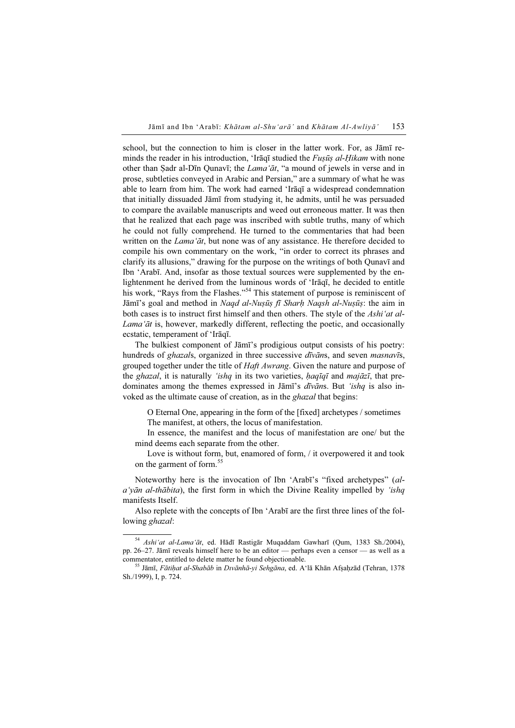school, but the connection to him is closer in the latter work. For, as Jāmī reminds the reader in his introduction, ʿIrāqī studied the *Fuṣūṣ al-Ḥikam* with none other than Ṣadr al-Dīn Qunavī; the *Lamaʿāt*, "a mound of jewels in verse and in prose, subtleties conveyed in Arabic and Persian," are a summary of what he was able to learn from him. The work had earned ʿIrāqī a widespread condemnation that initially dissuaded Jāmī from studying it, he admits, until he was persuaded to compare the available manuscripts and weed out erroneous matter. It was then that he realized that each page was inscribed with subtle truths, many of which he could not fully comprehend. He turned to the commentaries that had been written on the *Lamaʿāt*, but none was of any assistance. He therefore decided to compile his own commentary on the work, "in order to correct its phrases and clarify its allusions," drawing for the purpose on the writings of both Qunavī and Ibn ʿArabī. And, insofar as those textual sources were supplemented by the enlightenment he derived from the luminous words of ʿIrāqī, he decided to entitle his work, "Rays from the Flashes."[54] This statement of purpose is reminiscent of Jāmī's goal and method in *Naqd al-Nuṣūṣ fī Sharḥ Naqsh al-Nuṣūṣ*: the aim in both cases is to instruct first himself and then others. The style of the *Ashiʿat al-Lamaʿāt* is, however, markedly different, reflecting the poetic, and occasionally ecstatic, temperament of ʿIrāqī.

The bulkiest component of Jāmī's prodigious output consists of his poetry: hundreds of *ghazal*s, organized in three successive *dīvān*s, and seven *masnavī*s, grouped together under the title of *Haft Awrang*. Given the nature and purpose of the *ghazal*, it is naturally *ʿishq* in its two varieties, *ḥaqīqī* and *majāzī*, that predominates among the themes expressed in Jāmī's *dīvān*s. But *ʿishq* is also invoked as the ultimate cause of creation, as in the *ghazal* that begins:

> O Eternal One, appearing in the form of the [fixed] archetypes / sometimes The manifest, at others, the locus of manifestation.
>
> In essence, the manifest and the locus of manifestation are one/ but the mind deems each separate from the other.
>
> Love is without form, but, enamored of form, / it overpowered it and took on the garment of form.[55]

Noteworthy here is the invocation of Ibn ʿArabī's "fixed archetypes" (*al-aʿyān al-thābita*), the first form in which the Divine Reality impelled by *ʿishq* manifests Itself.

Also replete with the concepts of Ibn ʿArabī are the first three lines of the following *ghazal*:

---

[54] *Ashiʿat al-Lamaʿāt*, ed. Hādī Rastigār Muqaddam Gawharī (Qum, 1383 Sh./2004), pp. 26–27. Jāmī reveals himself here to be an editor — perhaps even a censor — as well as a commentator, entitled to delete matter he found objectionable.

[55] Jāmī, *Fātiḥat al-Shabāb* in *Dıvānhā-yi Sehgāna*, ed. Aʿlā Khān Afṣaḥzād (Tehran, 1378 Sh./1999), I, p. 724.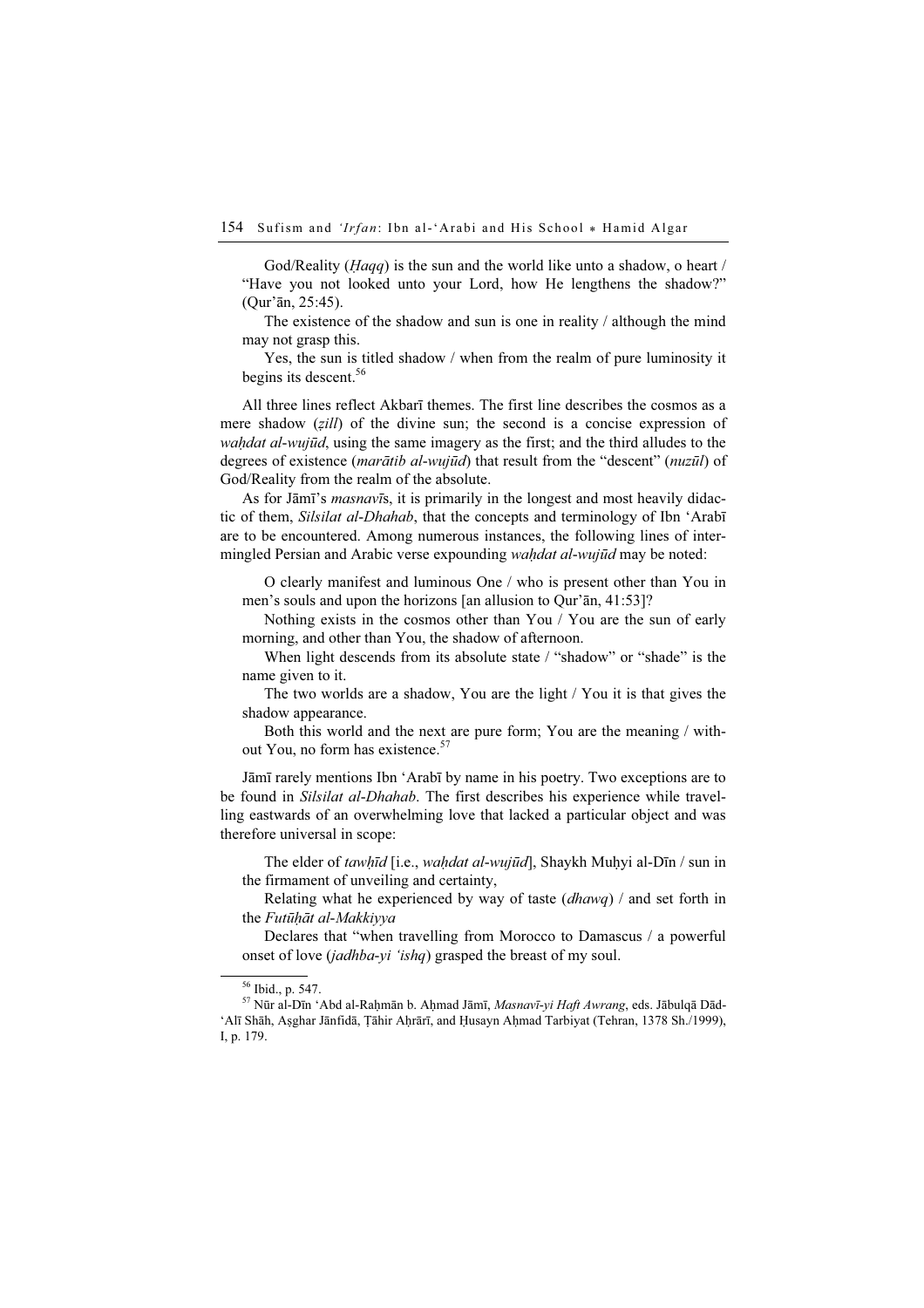God/Reality (*Ḥaqq*) is the sun and the world like unto a shadow, o heart / "Have you not looked unto your Lord, how He lengthens the shadow?" (Qur'ān, 25:45).

The existence of the shadow and sun is one in reality / although the mind may not grasp this.

Yes, the sun is titled shadow / when from the realm of pure luminosity it begins its descent.[56]

All three lines reflect Akbarī themes. The first line describes the cosmos as a mere shadow (*ẓill*) of the divine sun; the second is a concise expression of *waḥdat al-wujūd*, using the same imagery as the first; and the third alludes to the degrees of existence (*marātib al-wujūd*) that result from the "descent" (*nuzūl*) of God/Reality from the realm of the absolute.

As for Jāmī's *masnavī*s, it is primarily in the longest and most heavily didactic of them, *Silsilat al-Dhahab*, that the concepts and terminology of Ibn 'Arabī are to be encountered. Among numerous instances, the following lines of intermingled Persian and Arabic verse expounding *waḥdat al-wujūd* may be noted:

O clearly manifest and luminous One / who is present other than You in men's souls and upon the horizons [an allusion to Qur'ān, 41:53]?

Nothing exists in the cosmos other than You / You are the sun of early morning, and other than You, the shadow of afternoon.

When light descends from its absolute state / "shadow" or "shade" is the name given to it.

The two worlds are a shadow, You are the light / You it is that gives the shadow appearance.

Both this world and the next are pure form; You are the meaning / without You, no form has existence.[57]

Jāmī rarely mentions Ibn 'Arabī by name in his poetry. Two exceptions are to be found in *Silsilat al-Dhahab*. The first describes his experience while travelling eastwards of an overwhelming love that lacked a particular object and was therefore universal in scope:

The elder of *tawḥīd* [i.e., *waḥdat al-wujūd*], Shaykh Muḥyi al-Dīn / sun in the firmament of unveiling and certainty,

Relating what he experienced by way of taste (*dhawq*) / and set forth in the *Futūḥāt al-Makkiyya*

Declares that "when travelling from Morocco to Damascus / a powerful onset of love (*jadhba-yi 'ishq*) grasped the breast of my soul.

---

[56] Ibid., p. 547.

[57] Nūr al-Dīn 'Abd al-Raḥmān b. Aḥmad Jāmī, *Masnavī-yi Haft Awrang*, eds. Jābulqā Dād-'Alī Shāh, Aṣghar Jānfidā, Ṭāhir Aḥrārī, and Ḥusayn Aḥmad Tarbiyat (Tehran, 1378 Sh./1999), I, p. 179.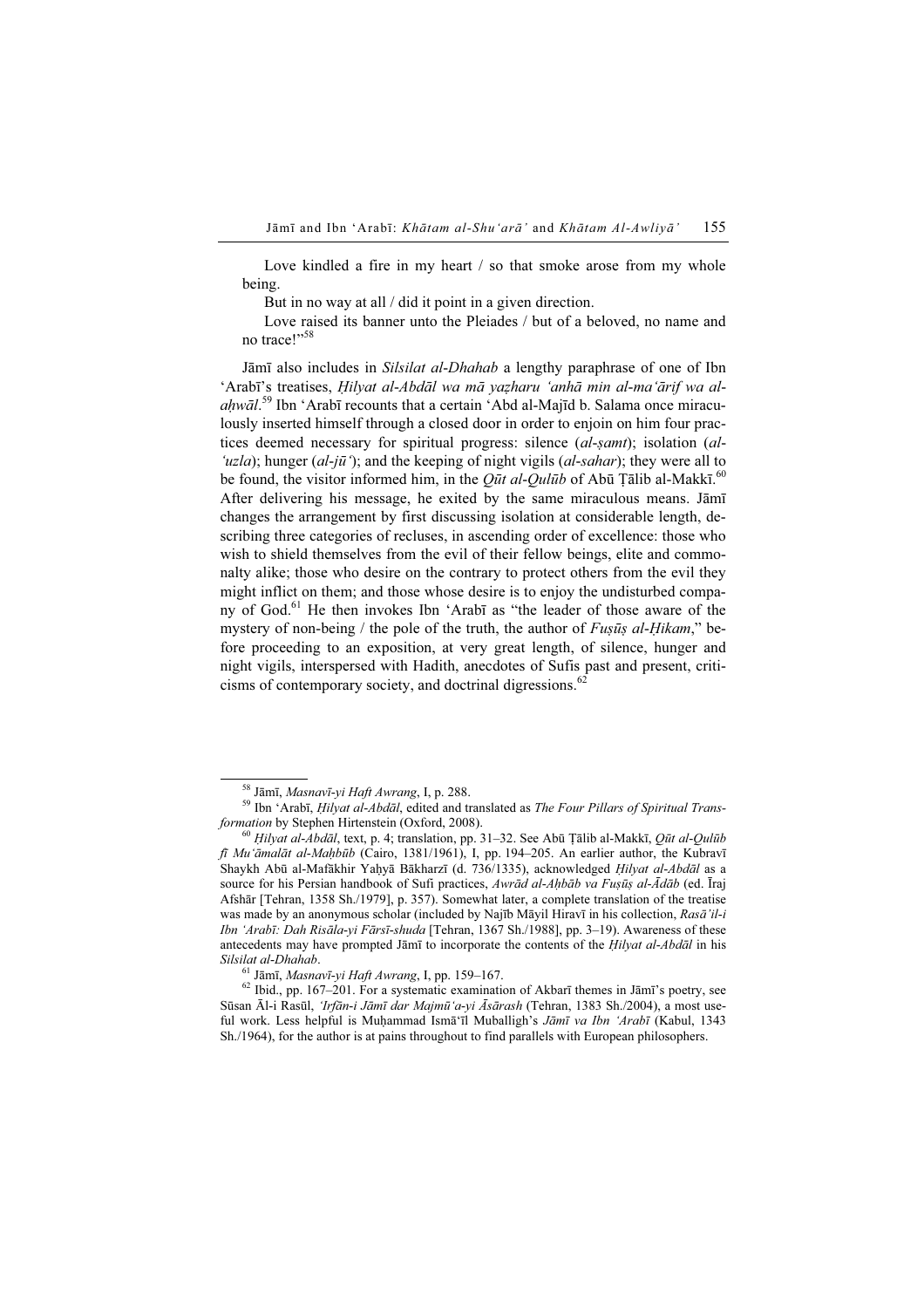Love kindled a fire in my heart / so that smoke arose from my whole being.

But in no way at all / did it point in a given direction.

Love raised its banner unto the Pleiades / but of a beloved, no name and no trace!"[58]

Jāmī also includes in *Silsilat al-Dhahab* a lengthy paraphrase of one of Ibn ʻArabī's treatises, *Ḥilyat al-Abdāl wa mā yaẓharu ʻanhā min al-maʻārif wa al-aḥwāl*.[59] Ibn ʻArabī recounts that a certain ʻAbd al-Majīd b. Salama once miraculously inserted himself through a closed door in order to enjoin on him four practices deemed necessary for spiritual progress: silence (*al-ṣamt*); isolation (*al-ʻuzla*); hunger (*al-jūʻ*); and the keeping of night vigils (*al-sahar*); they were all to be found, the visitor informed him, in the *Qūt al-Qulūb* of Abū Ṭālib al-Makkī.[60] After delivering his message, he exited by the same miraculous means. Jāmī changes the arrangement by first discussing isolation at considerable length, describing three categories of recluses, in ascending order of excellence: those who wish to shield themselves from the evil of their fellow beings, elite and commonalty alike; those who desire on the contrary to protect others from the evil they might inflict on them; and those whose desire is to enjoy the undisturbed company of God.[61] He then invokes Ibn ʻArabī as "the leader of those aware of the mystery of non-being / the pole of the truth, the author of *Fuṣūṣ al-Ḥikam*," before proceeding to an exposition, at very great length, of silence, hunger and night vigils, interspersed with Hadith, anecdotes of Sufis past and present, criticisms of contemporary society, and doctrinal digressions.[62]

---

[58] Jāmī, *Masnavī-yi Haft Awrang*, I, p. 288.

[59] Ibn ʻArabī, *Ḥilyat al-Abdāl*, edited and translated as *The Four Pillars of Spiritual Transformation* by Stephen Hirtenstein (Oxford, 2008).

[60] *Ḥilyat al-Abdāl*, text, p. 4; translation, pp. 31–32. See Abū Ṭālib al-Makkī, *Qūt al-Qulūb fī Muʻāmalāt al-Maḥbūb* (Cairo, 1381/1961), I, pp. 194–205. An earlier author, the Kubravī Shaykh Abū al-Mafākhir Yaḥyā Bākharzī (d. 736/1335), acknowledged *Ḥilyat al-Abdāl* as a source for his Persian handbook of Sufi practices, *Awrād al-Aḥbāb va Fuṣūṣ al-Ādāb* (ed. Īraj Afshār [Tehran, 1358 Sh./1979], p. 357). Somewhat later, a complete translation of the treatise was made by an anonymous scholar (included by Najīb Māyil Hiravī in his collection, *Rasāʼil-i Ibn ʻArabī: Dah Risāla-yi Fārsī-shuda* [Tehran, 1367 Sh./1988], pp. 3–19). Awareness of these antecedents may have prompted Jāmī to incorporate the contents of the *Ḥilyat al-Abdāl* in his *Silsilat al-Dhahab*.

[61] Jāmī, *Masnavī-yi Haft Awrang*, I, pp. 159–167.

[62] Ibid., pp. 167–201. For a systematic examination of Akbarī themes in Jāmī's poetry, see Sūsan Āl-i Rasūl, *ʻIrfān-i Jāmī dar Majmūʻa-yi Āsārash* (Tehran, 1383 Sh./2004), a most useful work. Less helpful is Muḥammad Ismāʻīl Muballigh's *Jāmī va Ibn ʻArabī* (Kabul, 1343 Sh./1964), for the author is at pains throughout to find parallels with European philosophers.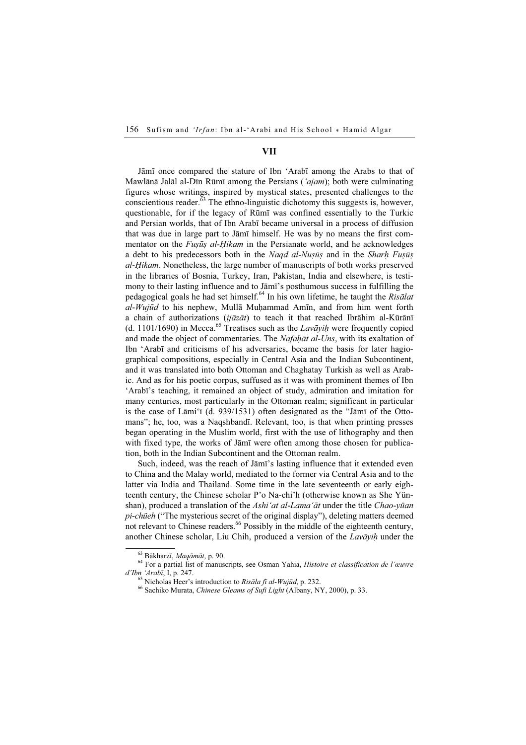## VII

Jāmī once compared the stature of Ibn ʻArabī among the Arabs to that of Mawlānā Jalāl al-Dīn Rūmī among the Persians (*ʻajam*); both were culminating figures whose writings, inspired by mystical states, presented challenges to the conscientious reader.[63] The ethno-linguistic dichotomy this suggests is, however, questionable, for if the legacy of Rūmī was confined essentially to the Turkic and Persian worlds, that of Ibn Arabī became universal in a process of diffusion that was due in large part to Jāmī himself. He was by no means the first commentator on the *Fuṣūṣ al-Ḥikam* in the Persianate world, and he acknowledges a debt to his predecessors both in the *Naqd al-Nuṣūṣ* and in the *Sharḥ Fuṣūṣ al-Ḥikam*. Nonetheless, the large number of manuscripts of both works preserved in the libraries of Bosnia, Turkey, Iran, Pakistan, India and elsewhere, is testimony to their lasting influence and to Jāmī's posthumous success in fulfilling the pedagogical goals he had set himself.[64] In his own lifetime, he taught the *Risālat al-Wujūd* to his nephew, Mullā Muḥammad Amīn, and from him went forth a chain of authorizations (*ijāzāt*) to teach it that reached Ibrāhim al-Kūrānī (d. 1101/1690) in Mecca.[65] Treatises such as the *Lavāyiḥ* were frequently copied and made the object of commentaries. The *Nafaḥāt al-Uns*, with its exaltation of Ibn ʻArabī and criticisms of his adversaries, became the basis for later hagiographical compositions, especially in Central Asia and the Indian Subcontinent, and it was translated into both Ottoman and Chaghatay Turkish as well as Arabic. And as for his poetic corpus, suffused as it was with prominent themes of Ibn ʻArabī's teaching, it remained an object of study, admiration and imitation for many centuries, most particularly in the Ottoman realm; significant in particular is the case of Lāmiʻī (d. 939/1531) often designated as the "Jāmī of the Ottomans"; he, too, was a Naqshbandī. Relevant, too, is that when printing presses began operating in the Muslim world, first with the use of lithography and then with fixed type, the works of Jāmī were often among those chosen for publication, both in the Indian Subcontinent and the Ottoman realm.

Such, indeed, was the reach of Jāmī's lasting influence that it extended even to China and the Malay world, mediated to the former via Central Asia and to the latter via India and Thailand. Some time in the late seventeenth or early eighteenth century, the Chinese scholar P'o Na-chi'h (otherwise known as She Yünshan), produced a translation of the *Ashiʻat al-Lamaʻāt* under the title *Chao-yüan pi-chüeh* ("The mysterious secret of the original display"), deleting matters deemed not relevant to Chinese readers.[66] Possibly in the middle of the eighteenth century, another Chinese scholar, Liu Chih, produced a version of the *Lavāyiḥ* under the

---

[63] Bākharzī, *Maqāmāt*, p. 90.

[64] For a partial list of manuscripts, see Osman Yahia, *Histoire et classification de l'œuvre d'Ibn ʻArabī*, I, p. 247.

[65] Nicholas Heer's introduction to *Risāla fī al-Wujūd*, p. 232.

[66] Sachiko Murata, *Chinese Gleams of Sufi Light* (Albany, NY, 2000), p. 33.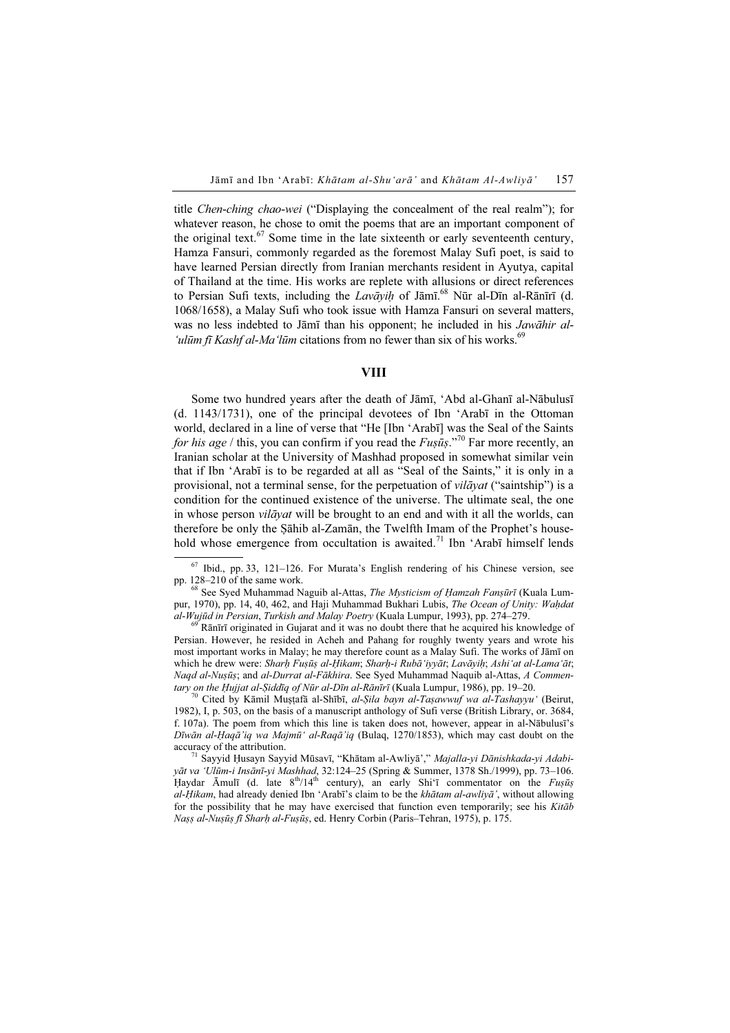title *Chen-ching chao-wei* ("Displaying the concealment of the real realm"); for whatever reason, he chose to omit the poems that are an important component of the original text.[67] Some time in the late sixteenth or early seventeenth century, Hamza Fansuri, commonly regarded as the foremost Malay Sufi poet, is said to have learned Persian directly from Iranian merchants resident in Ayutya, capital of Thailand at the time. His works are replete with allusions or direct references to Persian Sufi texts, including the *Lavāyiḥ* of Jāmī.[68] Nūr al-Dīn al-Rānīrī (d. 1068/1658), a Malay Sufi who took issue with Hamza Fansuri on several matters, was no less indebted to Jāmī than his opponent; he included in his *Jawāhir al-'ulūm fī Kashf al-Ma'lūm* citations from no fewer than six of his works.[69]

## VIII

Some two hundred years after the death of Jāmī, 'Abd al-Ghanī al-Nābulusī (d. 1143/1731), one of the principal devotees of Ibn 'Arabī in the Ottoman world, declared in a line of verse that "He [Ibn 'Arabī] was the Seal of the Saints *for his age* / this, you can confirm if you read the *Fuṣūṣ*."[70] Far more recently, an Iranian scholar at the University of Mashhad proposed in somewhat similar vein that if Ibn 'Arabī is to be regarded at all as "Seal of the Saints," it is only in a provisional, not a terminal sense, for the perpetuation of *vilāyat* ("saintship") is a condition for the continued existence of the universe. The ultimate seal, the one in whose person *vilāyat* will be brought to an end and with it all the worlds, can therefore be only the Ṣāhib al-Zamān, the Twelfth Imam of the Prophet's household whose emergence from occultation is awaited.[71] Ibn 'Arabī himself lends

---

[67] Ibid., pp. 33, 121–126. For Murata's English rendering of his Chinese version, see pp. 128–210 of the same work.

[68] See Syed Muhammad Naguib al-Attas, *The Mysticism of Ḥamzah Fanṣūrī* (Kuala Lumpur, 1970), pp. 14, 40, 462, and Haji Muhammad Bukhari Lubis, *The Ocean of Unity: Waḥdat al-Wujūd in Persian, Turkish and Malay Poetry* (Kuala Lumpur, 1993), pp. 274–279.

[69] Rānīrī originated in Gujarat and it was no doubt there that he acquired his knowledge of Persian. However, he resided in Acheh and Pahang for roughly twenty years and wrote his most important works in Malay; he may therefore count as a Malay Sufi. The works of Jāmī on which he drew were: *Sharḥ Fuṣūṣ al-Ḥikam*; *Sharḥ-i Rubā'iyyāt*; *Lavāyiḥ*; *Ashi'at al-Lama'āt*; *Naqd al-Nuṣūṣ*; and *al-Durrat al-Fākhira*. See Syed Muhammad Naquib al-Attas, *A Commentary on the Ḥujjat al-Ṣiddīq of Nūr al-Dīn al-Rānīrī* (Kuala Lumpur, 1986), pp. 19–20.

[70] Cited by Kāmil Muṣṭafā al-Shībī, *al-Ṣila bayn al-Taṣawwuf wa al-Tashayyu'* (Beirut, 1982), I, p. 503, on the basis of a manuscript anthology of Sufi verse (British Library, or. 3684, f. 107a). The poem from which this line is taken does not, however, appear in al-Nābulusī's *Dīwān al-Ḥaqā'iq wa Majmū' al-Raqā'iq* (Bulaq, 1270/1853), which may cast doubt on the accuracy of the attribution.

[71] Sayyid Ḥusayn Sayyid Mūsavī, "Khātam al-Awliyā'," *Majalla-yi Dānishkada-yi Adabiyāt va 'Ulūm-i Insānī-yi Mashhad*, 32:124–25 (Spring & Summer, 1378 Sh./1999), pp. 73–106. Ḥaydar Āmulī (d. late 8th/14th century), an early Shi'ī commentator on the *Fuṣūṣ al-Ḥikam*, had already denied Ibn 'Arabī's claim to be the *khātam al-awliyā'*, without allowing for the possibility that he may have exercised that function even temporarily; see his *Kitāb Naṣṣ al-Nuṣūṣ fī Sharḥ al-Fuṣūṣ*, ed. Henry Corbin (Paris–Tehran, 1975), p. 175.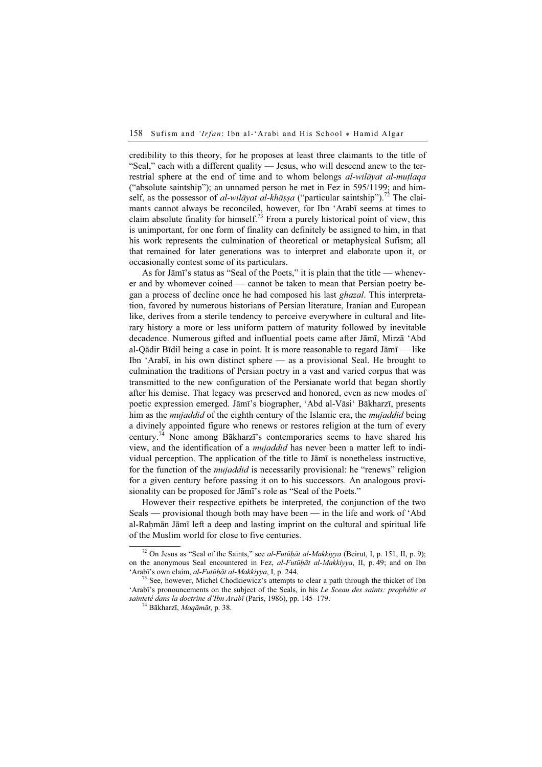credibility to this theory, for he proposes at least three claimants to the title of "Seal," each with a different quality — Jesus, who will descend anew to the terrestrial sphere at the end of time and to whom belongs *al-wilāyat al-muṭlaqa* ("absolute saintship"); an unnamed person he met in Fez in 595/1199; and himself, as the possessor of *al-wilāyat al-khāṣṣa* ("particular saintship").[72] The claimants cannot always be reconciled, however, for Ibn ʿArabī seems at times to claim absolute finality for himself.[73] From a purely historical point of view, this is unimportant, for one form of finality can definitely be assigned to him, in that his work represents the culmination of theoretical or metaphysical Sufism; all that remained for later generations was to interpret and elaborate upon it, or occasionally contest some of its particulars.

As for Jāmī's status as "Seal of the Poets," it is plain that the title — whenever and by whomever coined — cannot be taken to mean that Persian poetry began a process of decline once he had composed his last *ghazal*. This interpretation, favored by numerous historians of Persian literature, Iranian and European alike, derives from a sterile tendency to perceive everywhere in cultural and literary history a more or less uniform pattern of maturity followed by inevitable decadence. Numerous gifted and influential poets came after Jāmī, Mirzā ʿAbd al-Qādir Bīdil being a case in point. It is more reasonable to regard Jāmī — like Ibn ʿArabī, in his own distinct sphere — as a provisional Seal. He brought to culmination the traditions of Persian poetry in a vast and varied corpus that was transmitted to the new configuration of the Persianate world that began shortly after his demise. That legacy was preserved and honored, even as new modes of poetic expression emerged. Jāmī's biographer, ʿAbd al-Vāsiʿ Bākharzī, presents him as the *mujaddid* of the eighth century of the Islamic era, the *mujaddid* being a divinely appointed figure who renews or restores religion at the turn of every century.[74] None among Bākharzī's contemporaries seems to have shared his view, and the identification of a *mujaddid* has never been a matter left to individual perception. The application of the title to Jāmī is nonetheless instructive, for the function of the *mujaddid* is necessarily provisional: he "renews" religion for a given century before passing it on to his successors. An analogous provisionality can be proposed for Jāmī's role as "Seal of the Poets."

However their respective epithets be interpreted, the conjunction of the two Seals — provisional though both may have been — in the life and work of ʿAbd al-Raḥmān Jāmī left a deep and lasting imprint on the cultural and spiritual life of the Muslim world for close to five centuries.

---

[72] On Jesus as "Seal of the Saints," see *al-Futūḥāt al-Makkiyya* (Beirut, I, p. 151, II, p. 9); on the anonymous Seal encountered in Fez, *al-Futūḥāt al-Makkiyya*, II, p. 49; and on Ibn ʿArabī's own claim, *al-Futūḥāt al-Makkiyya*, I, p. 244.

[73] See, however, Michel Chodkiewicz's attempts to clear a path through the thicket of Ibn ʿArabī's pronouncements on the subject of the Seals, in his *Le Sceau des saints: prophétie et sainteté dans la doctrine d'Ibn Arabî* (Paris, 1986), pp. 145–179.

[74] Bākharzī, *Maqāmāt*, p. 38.